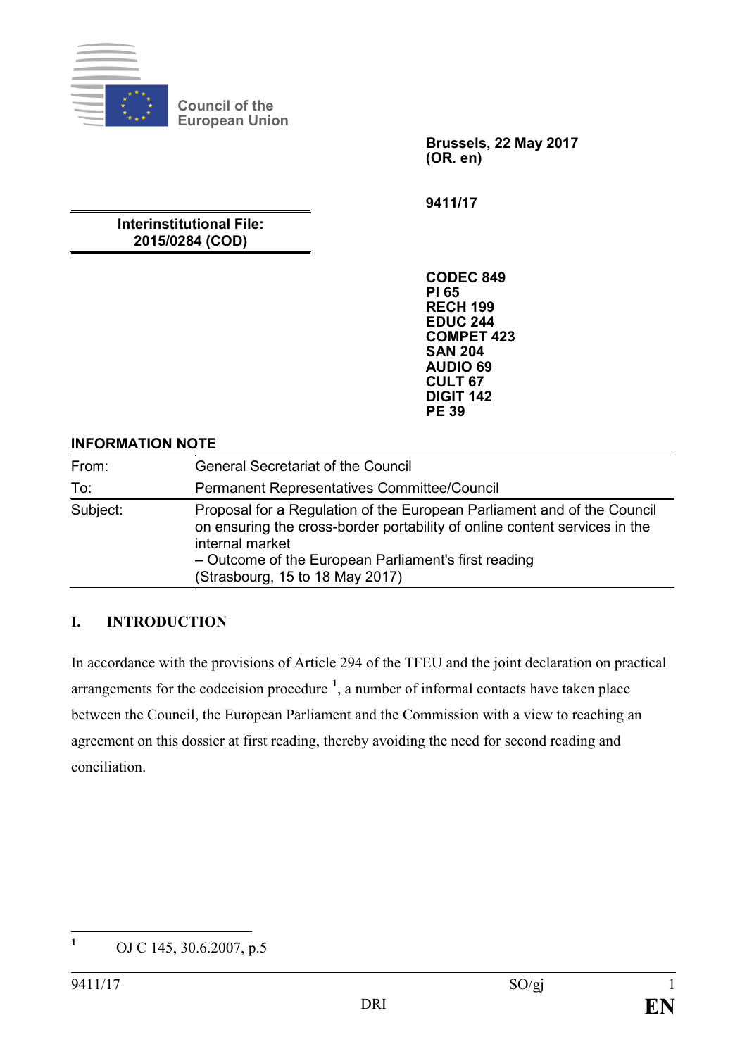Council of the European Union

**Brussels, 22 May 2017**
**(OR. en)**

**9411/17**

**Interinstitutional File:**
**2015/0284 (COD)**

**CODEC 849**
**PI 65**
**RECH 199**
**EDUC 244**
**COMPET 423**
**SAN 204**
**AUDIO 69**
**CULT 67**
**DIGIT 142**
**PE 39**

**INFORMATION NOTE**

| | |
|---|---|
| From: | General Secretariat of the Council |
| To: | Permanent Representatives Committee/Council |
| Subject: | Proposal for a Regulation of the European Parliament and of the Council on ensuring the cross-border portability of online content services in the internal market<br>– Outcome of the European Parliament's first reading<br>(Strasbourg, 15 to 18 May 2017) |

## I. INTRODUCTION

In accordance with the provisions of Article 294 of the TFEU and the joint declaration on practical arrangements for the codecision procedure [1], a number of informal contacts have taken place between the Council, the European Parliament and the Commission with a view to reaching an agreement on this dossier at first reading, thereby avoiding the need for second reading and conciliation.

[1] OJ C 145, 30.6.2007, p.5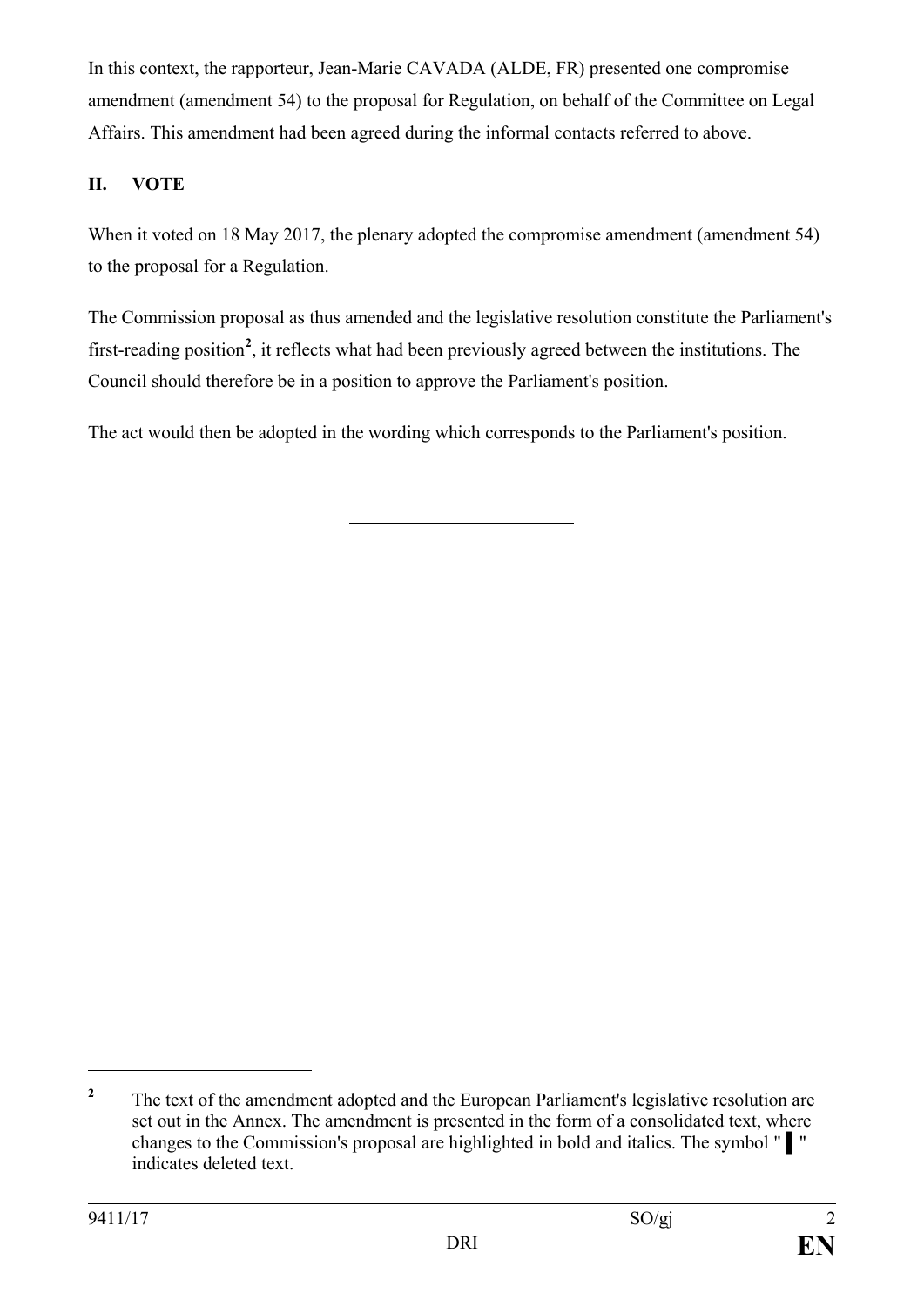In this context, the rapporteur, Jean-Marie CAVADA (ALDE, FR) presented one compromise amendment (amendment 54) to the proposal for Regulation, on behalf of the Committee on Legal Affairs. This amendment had been agreed during the informal contacts referred to above.

## II. VOTE

When it voted on 18 May 2017, the plenary adopted the compromise amendment (amendment 54) to the proposal for a Regulation.

The Commission proposal as thus amended and the legislative resolution constitute the Parliament's first-reading position[2], it reflects what had been previously agreed between the institutions. The Council should therefore be in a position to approve the Parliament's position.

The act would then be adopted in the wording which corresponds to the Parliament's position.

---

[2] The text of the amendment adopted and the European Parliament's legislative resolution are set out in the Annex. The amendment is presented in the form of a consolidated text, where changes to the Commission's proposal are highlighted in bold and italics. The symbol "▌" indicates deleted text.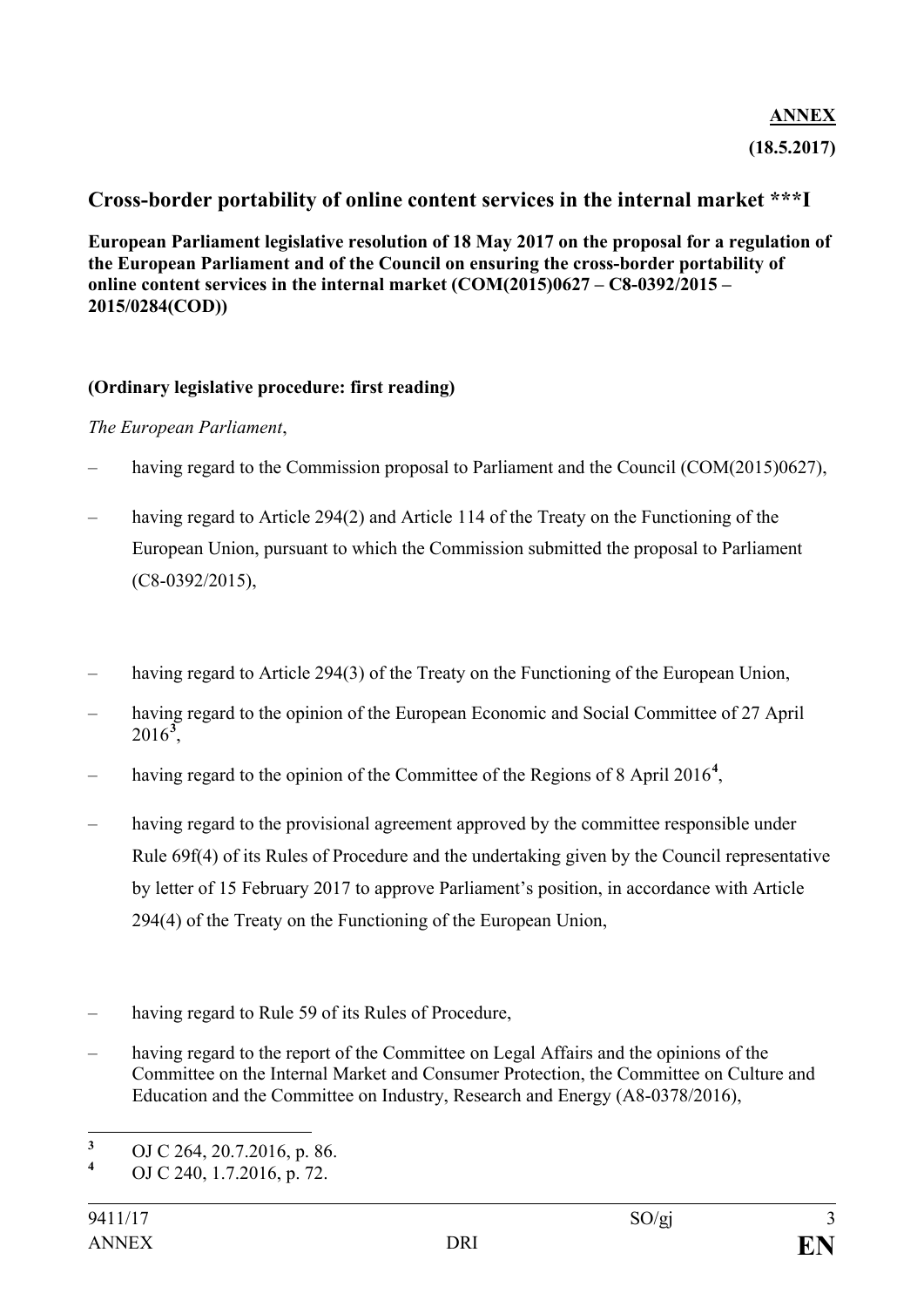**ANNEX**

**(18.5.2017)**

## Cross-border portability of online content services in the internal market \*\*\*I

**European Parliament legislative resolution of 18 May 2017 on the proposal for a regulation of the European Parliament and of the Council on ensuring the cross-border portability of online content services in the internal market (COM(2015)0627 – C8-0392/2015 – 2015/0284(COD))**

**(Ordinary legislative procedure: first reading)**

*The European Parliament*,

– having regard to the Commission proposal to Parliament and the Council (COM(2015)0627),

– having regard to Article 294(2) and Article 114 of the Treaty on the Functioning of the European Union, pursuant to which the Commission submitted the proposal to Parliament (C8-0392/2015),

– having regard to Article 294(3) of the Treaty on the Functioning of the European Union,

– having regard to the opinion of the European Economic and Social Committee of 27 April 2016[3],

– having regard to the opinion of the Committee of the Regions of 8 April 2016[4],

– having regard to the provisional agreement approved by the committee responsible under Rule 69f(4) of its Rules of Procedure and the undertaking given by the Council representative by letter of 15 February 2017 to approve Parliament's position, in accordance with Article 294(4) of the Treaty on the Functioning of the European Union,

– having regard to Rule 59 of its Rules of Procedure,

– having regard to the report of the Committee on Legal Affairs and the opinions of the Committee on the Internal Market and Consumer Protection, the Committee on Culture and Education and the Committee on Industry, Research and Energy (A8-0378/2016),

---

[3] OJ C 264, 20.7.2016, p. 86.

[4] OJ C 240, 1.7.2016, p. 72.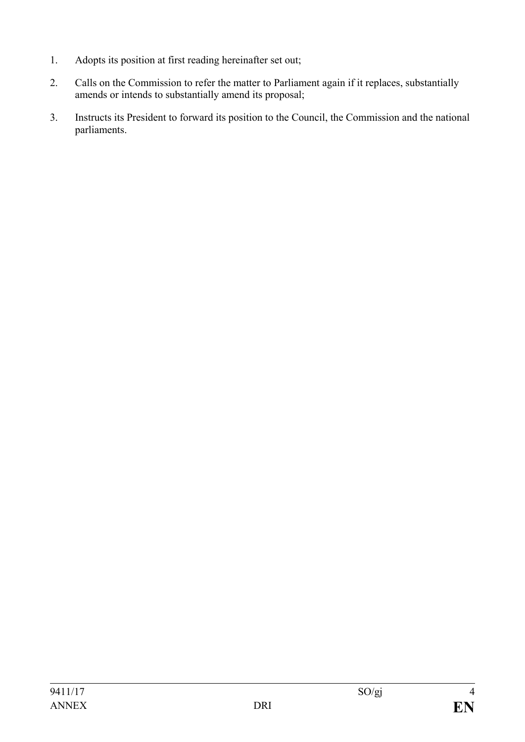1. Adopts its position at first reading hereinafter set out;
2. Calls on the Commission to refer the matter to Parliament again if it replaces, substantially amends or intends to substantially amend its proposal;
3. Instructs its President to forward its position to the Council, the Commission and the national parliaments.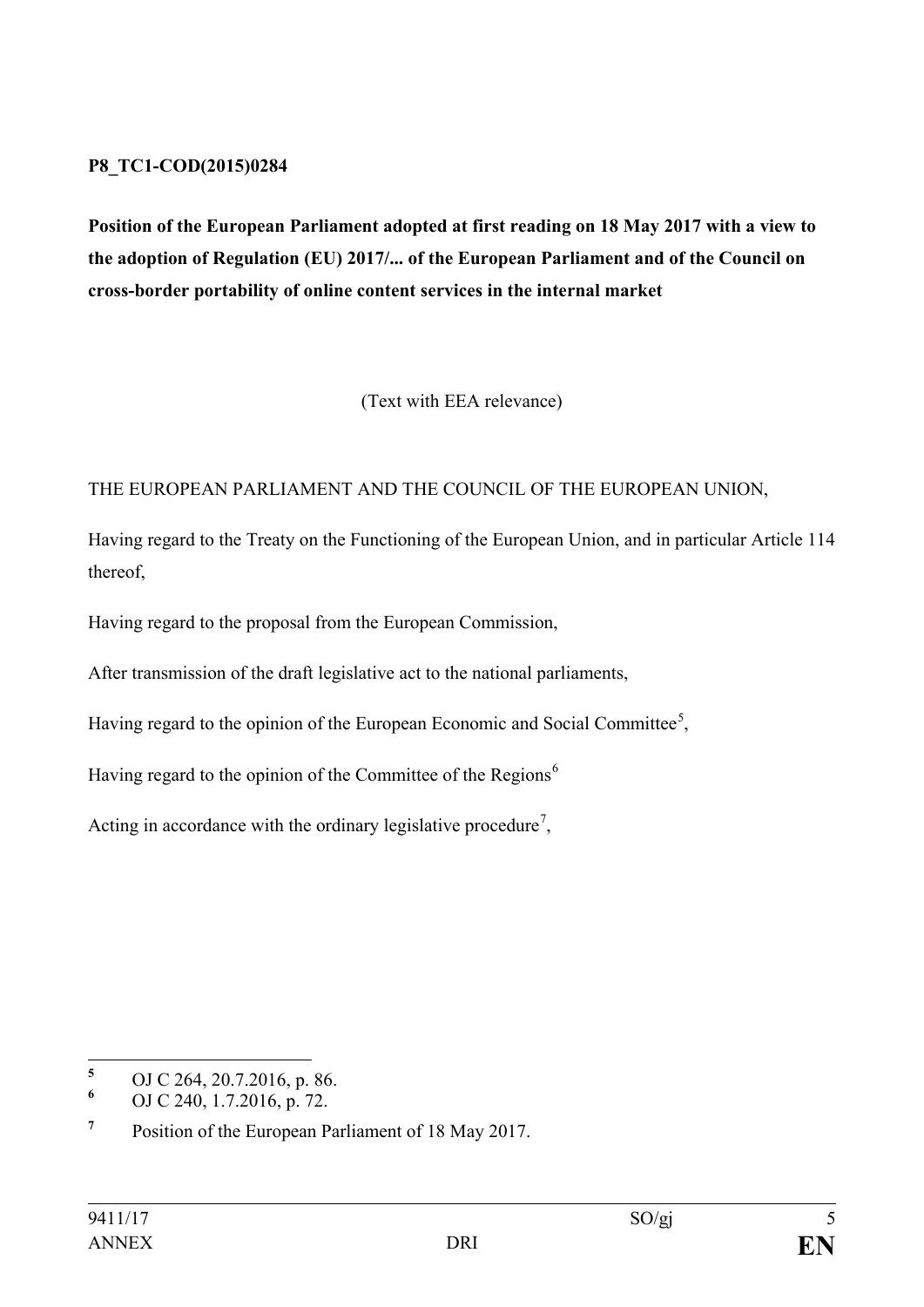**P8_TC1-COD(2015)0284**

**Position of the European Parliament adopted at first reading on 18 May 2017 with a view to the adoption of Regulation (EU) 2017/... of the European Parliament and of the Council on cross-border portability of online content services in the internal market**

(Text with EEA relevance)

THE EUROPEAN PARLIAMENT AND THE COUNCIL OF THE EUROPEAN UNION,

Having regard to the Treaty on the Functioning of the European Union, and in particular Article 114 thereof,

Having regard to the proposal from the European Commission,

After transmission of the draft legislative act to the national parliaments,

Having regard to the opinion of the European Economic and Social Committee[5],

Having regard to the opinion of the Committee of the Regions[6]

Acting in accordance with the ordinary legislative procedure[7],

---

[5] OJ C 264, 20.7.2016, p. 86.

[6] OJ C 240, 1.7.2016, p. 72.

[7] Position of the European Parliament of 18 May 2017.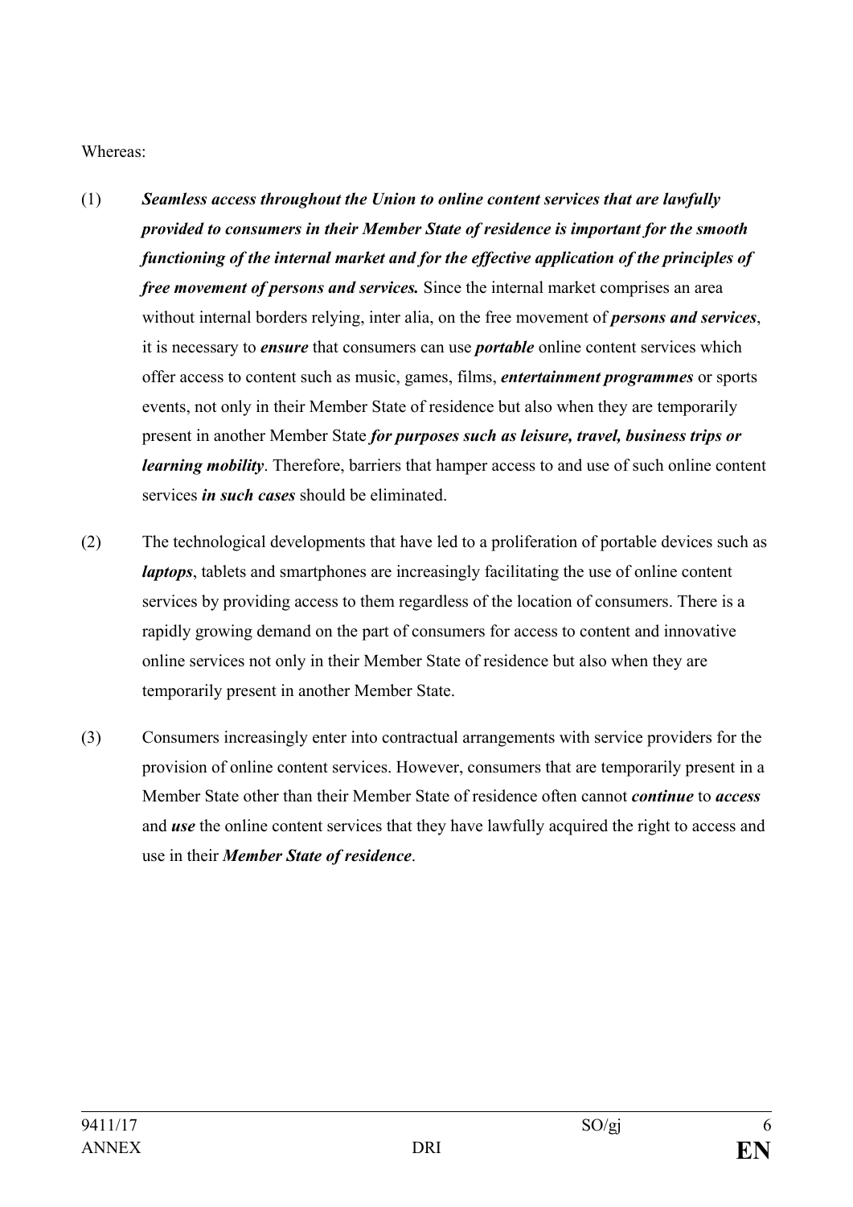Whereas:

(1) ***Seamless access throughout the Union to online content services that are lawfully provided to consumers in their Member State of residence is important for the smooth functioning of the internal market and for the effective application of the principles of free movement of persons and services.*** Since the internal market comprises an area without internal borders relying, inter alia, on the free movement of ***persons and services***, it is necessary to ***ensure*** that consumers can use ***portable*** online content services which offer access to content such as music, games, films, ***entertainment programmes*** or sports events, not only in their Member State of residence but also when they are temporarily present in another Member State ***for purposes such as leisure, travel, business trips or learning mobility***. Therefore, barriers that hamper access to and use of such online content services ***in such cases*** should be eliminated.

(2) The technological developments that have led to a proliferation of portable devices such as ***laptops***, tablets and smartphones are increasingly facilitating the use of online content services by providing access to them regardless of the location of consumers. There is a rapidly growing demand on the part of consumers for access to content and innovative online services not only in their Member State of residence but also when they are temporarily present in another Member State.

(3) Consumers increasingly enter into contractual arrangements with service providers for the provision of online content services. However, consumers that are temporarily present in a Member State other than their Member State of residence often cannot ***continue*** to ***access*** and ***use*** the online content services that they have lawfully acquired the right to access and use in their ***Member State of residence***.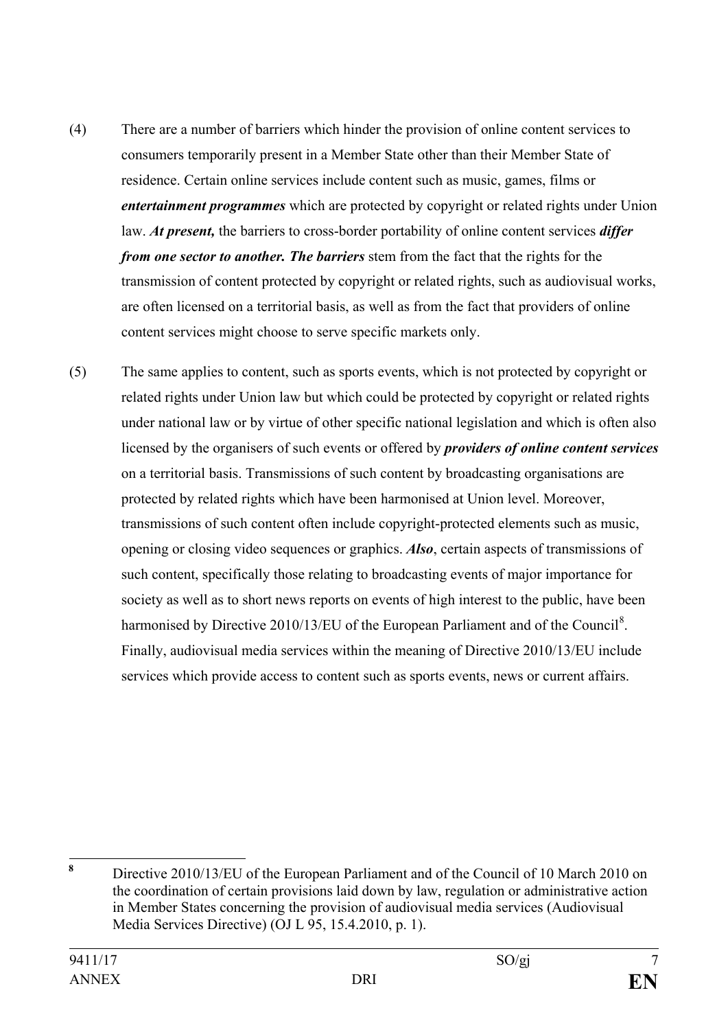(4) There are a number of barriers which hinder the provision of online content services to consumers temporarily present in a Member State other than their Member State of residence. Certain online services include content such as music, games, films or ***entertainment programmes*** which are protected by copyright or related rights under Union law. ***At present,*** the barriers to cross-border portability of online content services ***differ from one sector to another. The barriers*** stem from the fact that the rights for the transmission of content protected by copyright or related rights, such as audiovisual works, are often licensed on a territorial basis, as well as from the fact that providers of online content services might choose to serve specific markets only.

(5) The same applies to content, such as sports events, which is not protected by copyright or related rights under Union law but which could be protected by copyright or related rights under national law or by virtue of other specific national legislation and which is often also licensed by the organisers of such events or offered by ***providers of online content services*** on a territorial basis. Transmissions of such content by broadcasting organisations are protected by related rights which have been harmonised at Union level. Moreover, transmissions of such content often include copyright-protected elements such as music, opening or closing video sequences or graphics. ***Also***, certain aspects of transmissions of such content, specifically those relating to broadcasting events of major importance for society as well as to short news reports on events of high interest to the public, have been harmonised by Directive 2010/13/EU of the European Parliament and of the Council[8]. Finally, audiovisual media services within the meaning of Directive 2010/13/EU include services which provide access to content such as sports events, news or current affairs.

---

[8] Directive 2010/13/EU of the European Parliament and of the Council of 10 March 2010 on the coordination of certain provisions laid down by law, regulation or administrative action in Member States concerning the provision of audiovisual media services (Audiovisual Media Services Directive) (OJ L 95, 15.4.2010, p. 1).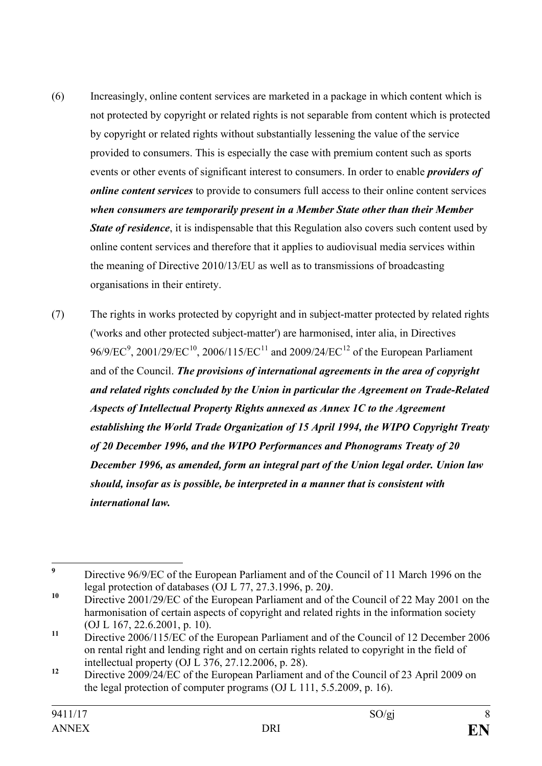(6) Increasingly, online content services are marketed in a package in which content which is not protected by copyright or related rights is not separable from content which is protected by copyright or related rights without substantially lessening the value of the service provided to consumers. This is especially the case with premium content such as sports events or other events of significant interest to consumers. In order to enable ***providers of online content services*** to provide to consumers full access to their online content services ***when consumers are temporarily present in a Member State other than their Member State of residence***, it is indispensable that this Regulation also covers such content used by online content services and therefore that it applies to audiovisual media services within the meaning of Directive 2010/13/EU as well as to transmissions of broadcasting organisations in their entirety.

(7) The rights in works protected by copyright and in subject-matter protected by related rights ('works and other protected subject-matter') are harmonised, inter alia, in Directives 96/9/EC[9], 2001/29/EC[10], 2006/115/EC[11] and 2009/24/EC[12] of the European Parliament and of the Council. ***The provisions of international agreements in the area of copyright and related rights concluded by the Union in particular the Agreement on Trade-Related Aspects of Intellectual Property Rights annexed as Annex 1C to the Agreement establishing the World Trade Organization of 15 April 1994, the WIPO Copyright Treaty of 20 December 1996, and the WIPO Performances and Phonograms Treaty of 20 December 1996, as amended, form an integral part of the Union legal order. Union law should, insofar as is possible, be interpreted in a manner that is consistent with international law.***

---

[9] Directive 96/9/EC of the European Parliament and of the Council of 11 March 1996 on the legal protection of databases (OJ L 77, 27.3.1996, p. 20***)***.

[10] Directive 2001/29/EC of the European Parliament and of the Council of 22 May 2001 on the harmonisation of certain aspects of copyright and related rights in the information society (OJ L 167, 22.6.2001, p. 10).

[11] Directive 2006/115/EC of the European Parliament and of the Council of 12 December 2006 on rental right and lending right and on certain rights related to copyright in the field of intellectual property (OJ L 376, 27.12.2006, p. 28).

[12] Directive 2009/24/EC of the European Parliament and of the Council of 23 April 2009 on the legal protection of computer programs (OJ L 111, 5.5.2009, p. 16).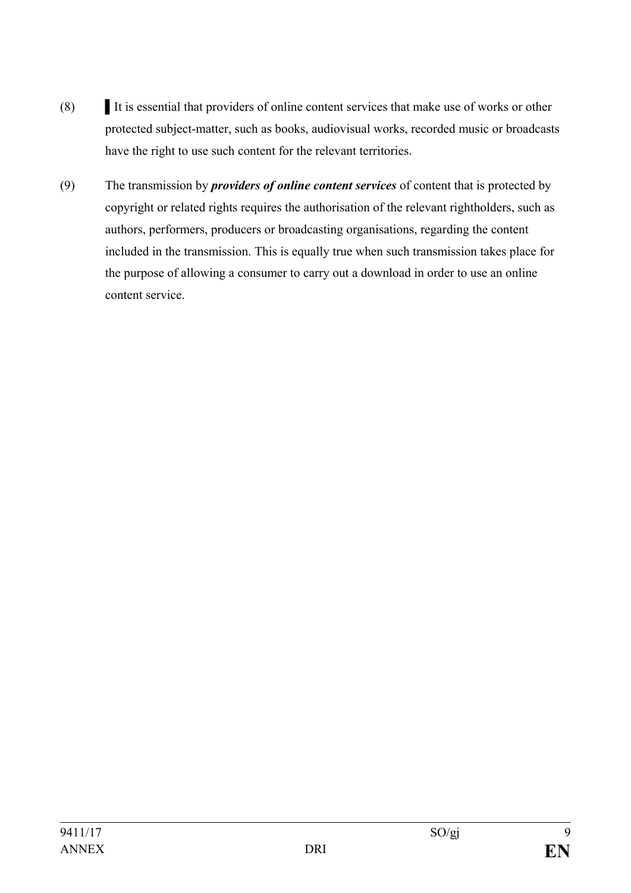(8) ▌It is essential that providers of online content services that make use of works or other protected subject-matter, such as books, audiovisual works, recorded music or broadcasts have the right to use such content for the relevant territories.

(9) The transmission by ***providers of online content services*** of content that is protected by copyright or related rights requires the authorisation of the relevant rightholders, such as authors, performers, producers or broadcasting organisations, regarding the content included in the transmission. This is equally true when such transmission takes place for the purpose of allowing a consumer to carry out a download in order to use an online content service.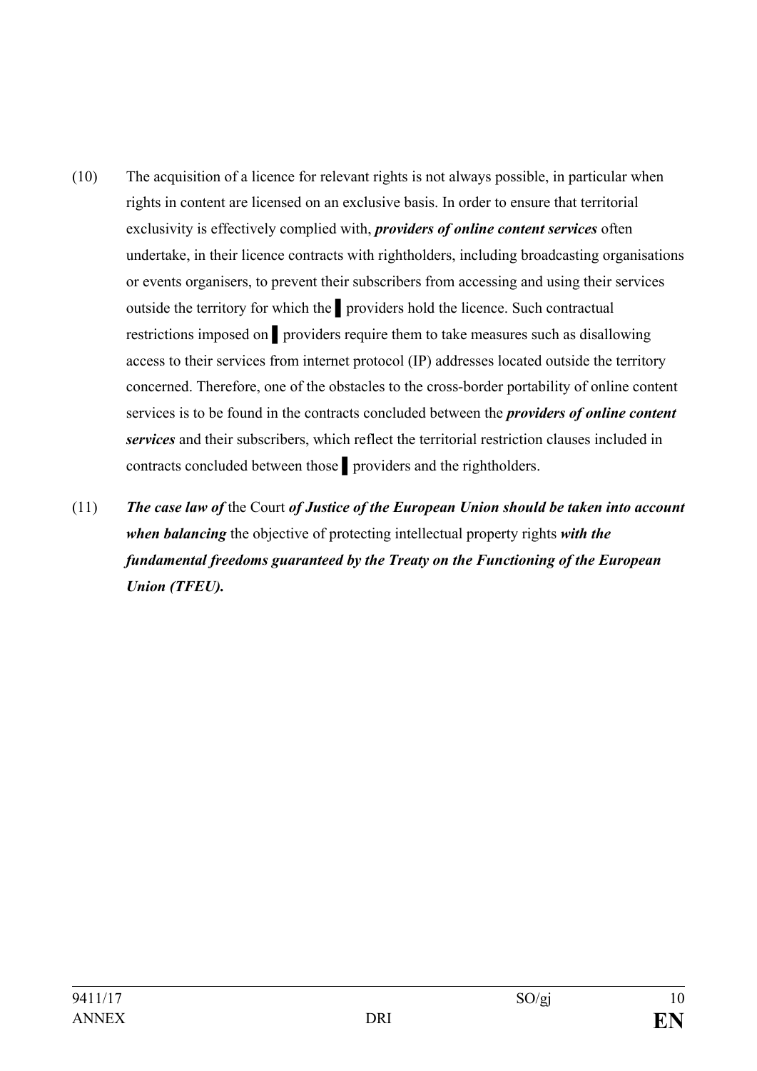(10) The acquisition of a licence for relevant rights is not always possible, in particular when rights in content are licensed on an exclusive basis. In order to ensure that territorial exclusivity is effectively complied with, ***providers of online content services*** often undertake, in their licence contracts with rightholders, including broadcasting organisations or events organisers, to prevent their subscribers from accessing and using their services outside the territory for which the ▌ providers hold the licence. Such contractual restrictions imposed on ▌ providers require them to take measures such as disallowing access to their services from internet protocol (IP) addresses located outside the territory concerned. Therefore, one of the obstacles to the cross-border portability of online content services is to be found in the contracts concluded between the ***providers of online content services*** and their subscribers, which reflect the territorial restriction clauses included in contracts concluded between those ▌ providers and the rightholders.

(11) ***The case law of*** the Court ***of Justice of the European Union should be taken into account when balancing*** the objective of protecting intellectual property rights ***with the fundamental freedoms guaranteed by the Treaty on the Functioning of the European Union (TFEU).***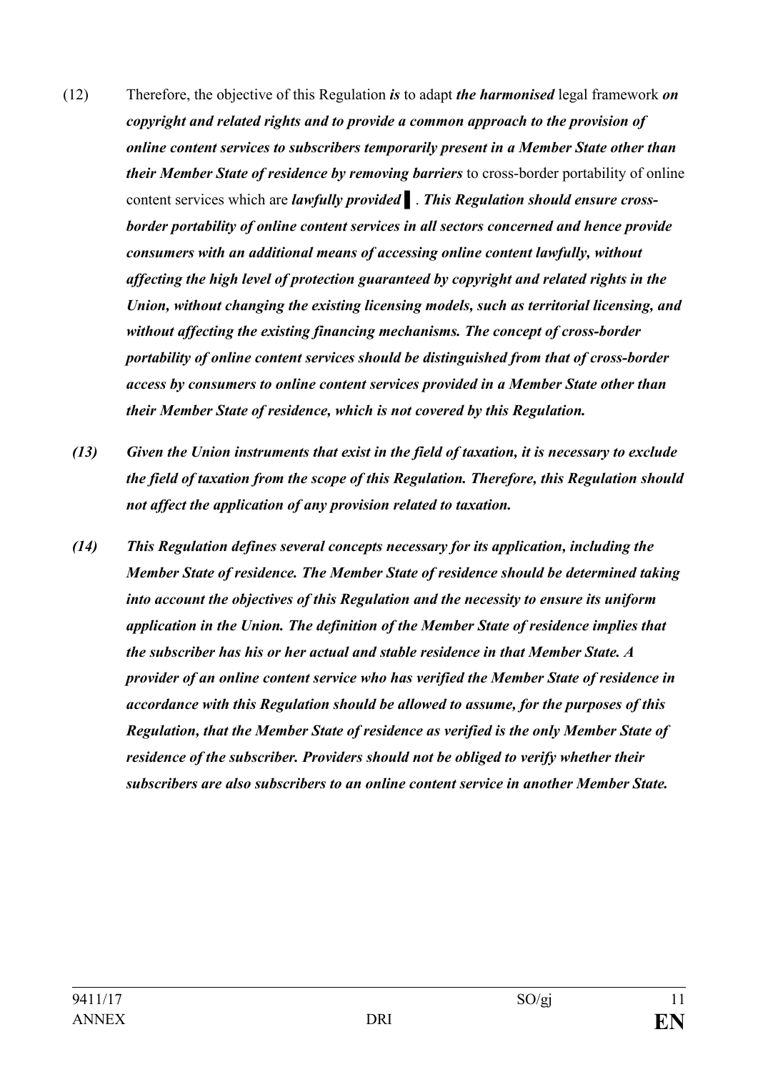(12) Therefore, the objective of this Regulation ***is*** to adapt ***the harmonised*** legal framework ***on copyright and related rights and to provide a common approach to the provision of online content services to subscribers temporarily present in a Member State other than their Member State of residence by removing barriers*** to cross-border portability of online content services which are ***lawfully provided*** ▌. ***This Regulation should ensure cross-border portability of online content services in all sectors concerned and hence provide consumers with an additional means of accessing online content lawfully, without affecting the high level of protection guaranteed by copyright and related rights in the Union, without changing the existing licensing models, such as territorial licensing, and without affecting the existing financing mechanisms. The concept of cross-border portability of online content services should be distinguished from that of cross-border access by consumers to online content services provided in a Member State other than their Member State of residence, which is not covered by this Regulation.***

***(13) Given the Union instruments that exist in the field of taxation, it is necessary to exclude the field of taxation from the scope of this Regulation. Therefore, this Regulation should not affect the application of any provision related to taxation.***

***(14) This Regulation defines several concepts necessary for its application, including the Member State of residence. The Member State of residence should be determined taking into account the objectives of this Regulation and the necessity to ensure its uniform application in the Union. The definition of the Member State of residence implies that the subscriber has his or her actual and stable residence in that Member State. A provider of an online content service who has verified the Member State of residence in accordance with this Regulation should be allowed to assume, for the purposes of this Regulation, that the Member State of residence as verified is the only Member State of residence of the subscriber. Providers should not be obliged to verify whether their subscribers are also subscribers to an online content service in another Member State.***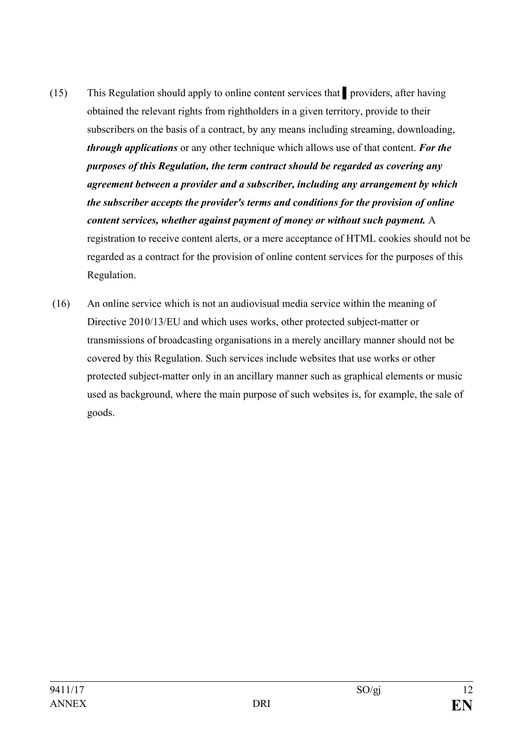(15) This Regulation should apply to online content services that ▌ providers, after having obtained the relevant rights from rightholders in a given territory, provide to their subscribers on the basis of a contract, by any means including streaming, downloading, ***through applications*** or any other technique which allows use of that content. ***For the purposes of this Regulation, the term contract should be regarded as covering any agreement between a provider and a subscriber, including any arrangement by which the subscriber accepts the provider's terms and conditions for the provision of online content services, whether against payment of money or without such payment.*** A registration to receive content alerts, or a mere acceptance of HTML cookies should not be regarded as a contract for the provision of online content services for the purposes of this Regulation.

(16) An online service which is not an audiovisual media service within the meaning of Directive 2010/13/EU and which uses works, other protected subject-matter or transmissions of broadcasting organisations in a merely ancillary manner should not be covered by this Regulation. Such services include websites that use works or other protected subject-matter only in an ancillary manner such as graphical elements or music used as background, where the main purpose of such websites is, for example, the sale of goods.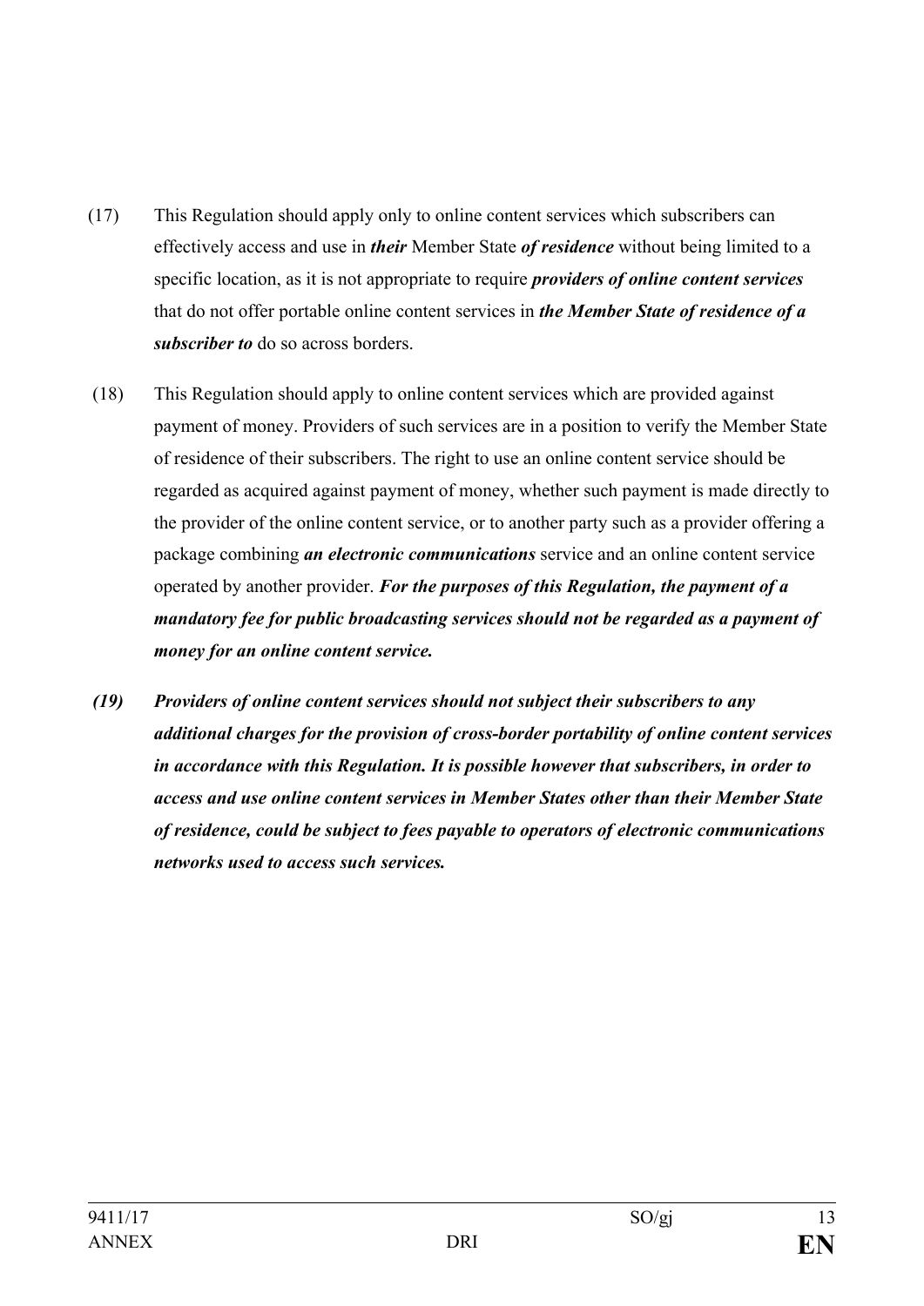(17) This Regulation should apply only to online content services which subscribers can effectively access and use in ***their*** Member State ***of residence*** without being limited to a specific location, as it is not appropriate to require ***providers of online content services*** that do not offer portable online content services in ***the Member State of residence of a subscriber to*** do so across borders.

(18) This Regulation should apply to online content services which are provided against payment of money. Providers of such services are in a position to verify the Member State of residence of their subscribers. The right to use an online content service should be regarded as acquired against payment of money, whether such payment is made directly to the provider of the online content service, or to another party such as a provider offering a package combining ***an electronic communications*** service and an online content service operated by another provider. ***For the purposes of this Regulation, the payment of a mandatory fee for public broadcasting services should not be regarded as a payment of money for an online content service.***

***(19) Providers of online content services should not subject their subscribers to any additional charges for the provision of cross-border portability of online content services in accordance with this Regulation. It is possible however that subscribers, in order to access and use online content services in Member States other than their Member State of residence, could be subject to fees payable to operators of electronic communications networks used to access such services.***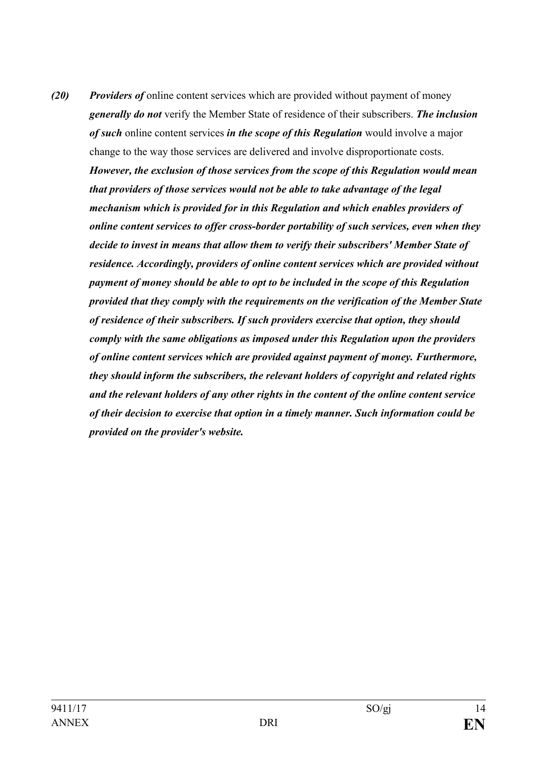***(20)*** ***Providers of*** online content services which are provided without payment of money ***generally do not*** verify the Member State of residence of their subscribers. ***The inclusion of such*** online content services ***in the scope of this Regulation*** would involve a major change to the way those services are delivered and involve disproportionate costs. ***However, the exclusion of those services from the scope of this Regulation would mean that providers of those services would not be able to take advantage of the legal mechanism which is provided for in this Regulation and which enables providers of online content services to offer cross-border portability of such services, even when they decide to invest in means that allow them to verify their subscribers' Member State of residence. Accordingly, providers of online content services which are provided without payment of money should be able to opt to be included in the scope of this Regulation provided that they comply with the requirements on the verification of the Member State of residence of their subscribers. If such providers exercise that option, they should comply with the same obligations as imposed under this Regulation upon the providers of online content services which are provided against payment of money. Furthermore, they should inform the subscribers, the relevant holders of copyright and related rights and the relevant holders of any other rights in the content of the online content service of their decision to exercise that option in a timely manner. Such information could be provided on the provider's website.***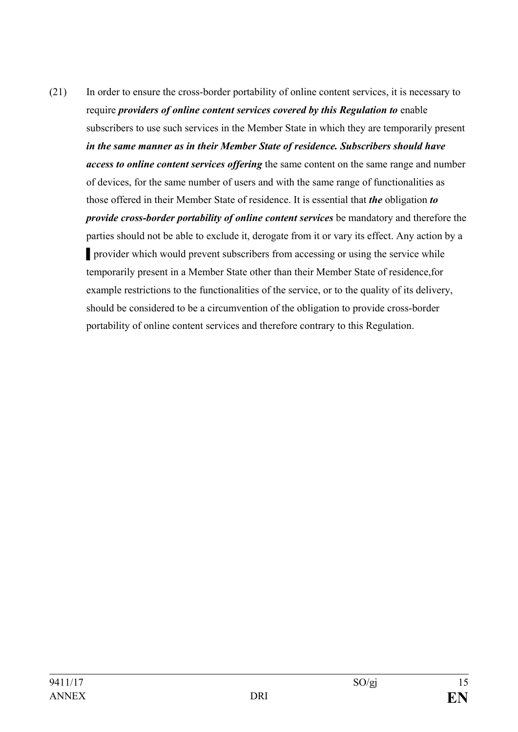(21) In order to ensure the cross-border portability of online content services, it is necessary to require ***providers of online content services covered by this Regulation to*** enable subscribers to use such services in the Member State in which they are temporarily present ***in the same manner as in their Member State of residence. Subscribers should have access to online content services offering*** the same content on the same range and number of devices, for the same number of users and with the same range of functionalities as those offered in their Member State of residence. It is essential that ***the*** obligation ***to provide cross-border portability of online content services*** be mandatory and therefore the parties should not be able to exclude it, derogate from it or vary its effect. Any action by a ▌ provider which would prevent subscribers from accessing or using the service while temporarily present in a Member State other than their Member State of residence,for example restrictions to the functionalities of the service, or to the quality of its delivery, should be considered to be a circumvention of the obligation to provide cross-border portability of online content services and therefore contrary to this Regulation.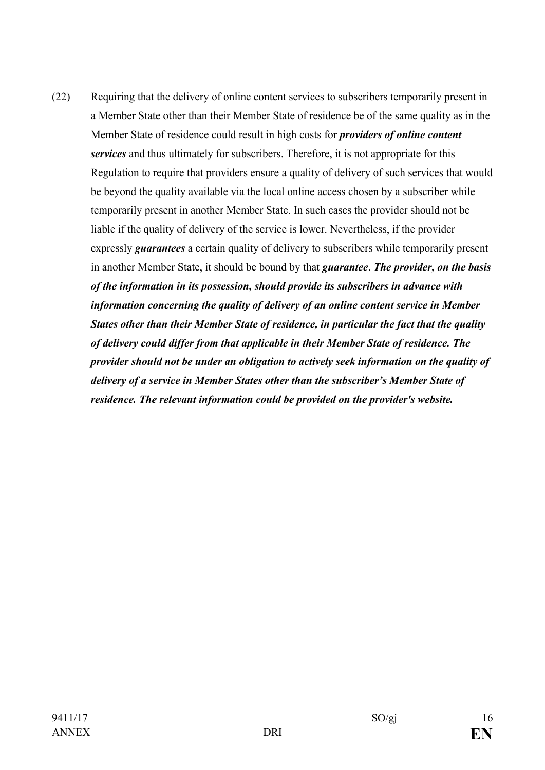(22) Requiring that the delivery of online content services to subscribers temporarily present in a Member State other than their Member State of residence be of the same quality as in the Member State of residence could result in high costs for ***providers of online content services*** and thus ultimately for subscribers. Therefore, it is not appropriate for this Regulation to require that providers ensure a quality of delivery of such services that would be beyond the quality available via the local online access chosen by a subscriber while temporarily present in another Member State. In such cases the provider should not be liable if the quality of delivery of the service is lower. Nevertheless, if the provider expressly ***guarantees*** a certain quality of delivery to subscribers while temporarily present in another Member State, it should be bound by that ***guarantee***. ***The provider, on the basis of the information in its possession, should provide its subscribers in advance with information concerning the quality of delivery of an online content service in Member States other than their Member State of residence, in particular the fact that the quality of delivery could differ from that applicable in their Member State of residence. The provider should not be under an obligation to actively seek information on the quality of delivery of a service in Member States other than the subscriber's Member State of residence. The relevant information could be provided on the provider's website.***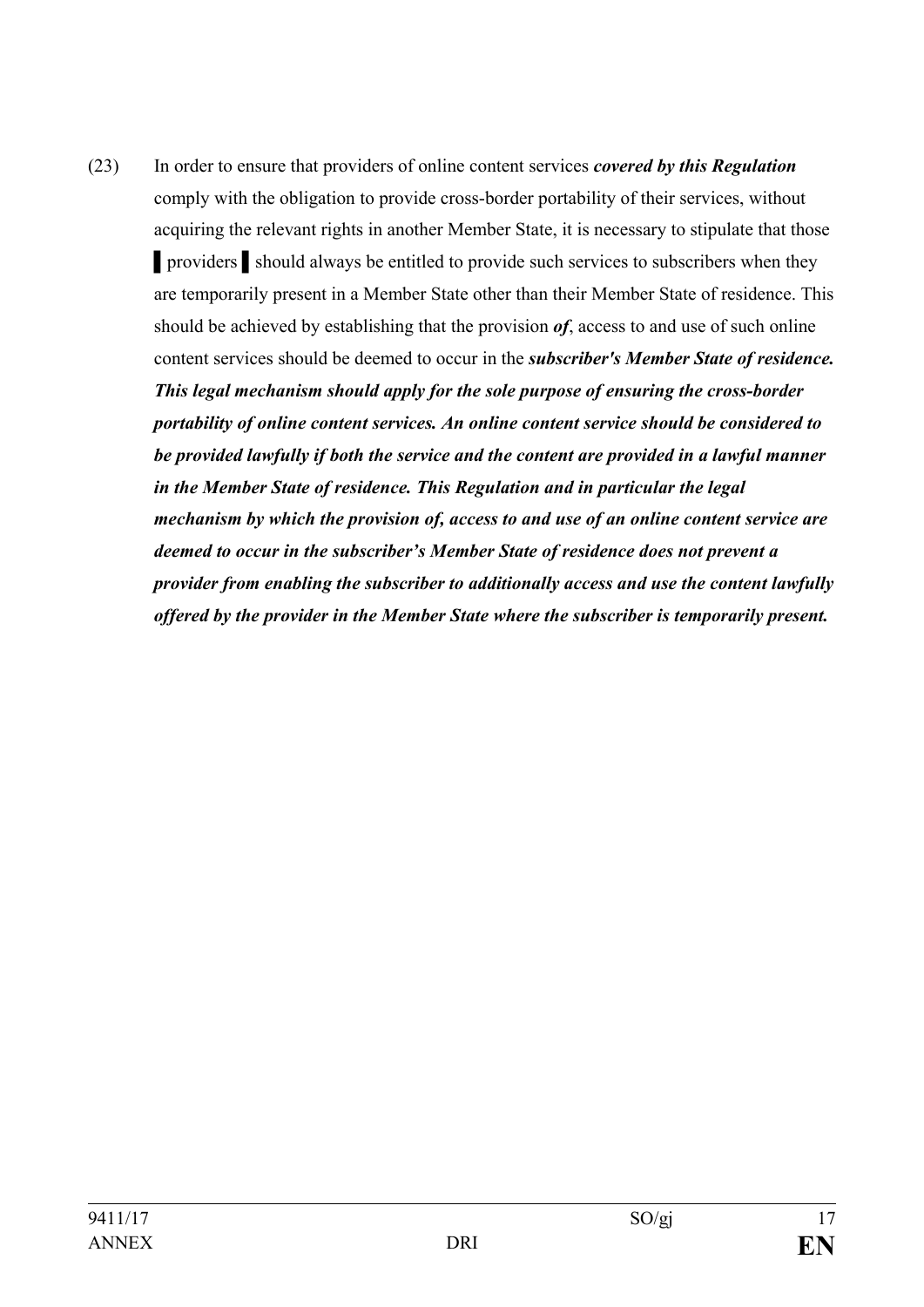(23) In order to ensure that providers of online content services ***covered by this Regulation*** comply with the obligation to provide cross-border portability of their services, without acquiring the relevant rights in another Member State, it is necessary to stipulate that those ▌providers ▌should always be entitled to provide such services to subscribers when they are temporarily present in a Member State other than their Member State of residence. This should be achieved by establishing that the provision ***of***, access to and use of such online content services should be deemed to occur in the ***subscriber's Member State of residence. This legal mechanism should apply for the sole purpose of ensuring the cross-border portability of online content services. An online content service should be considered to be provided lawfully if both the service and the content are provided in a lawful manner in the Member State of residence. This Regulation and in particular the legal mechanism by which the provision of, access to and use of an online content service are deemed to occur in the subscriber's Member State of residence does not prevent a provider from enabling the subscriber to additionally access and use the content lawfully offered by the provider in the Member State where the subscriber is temporarily present.***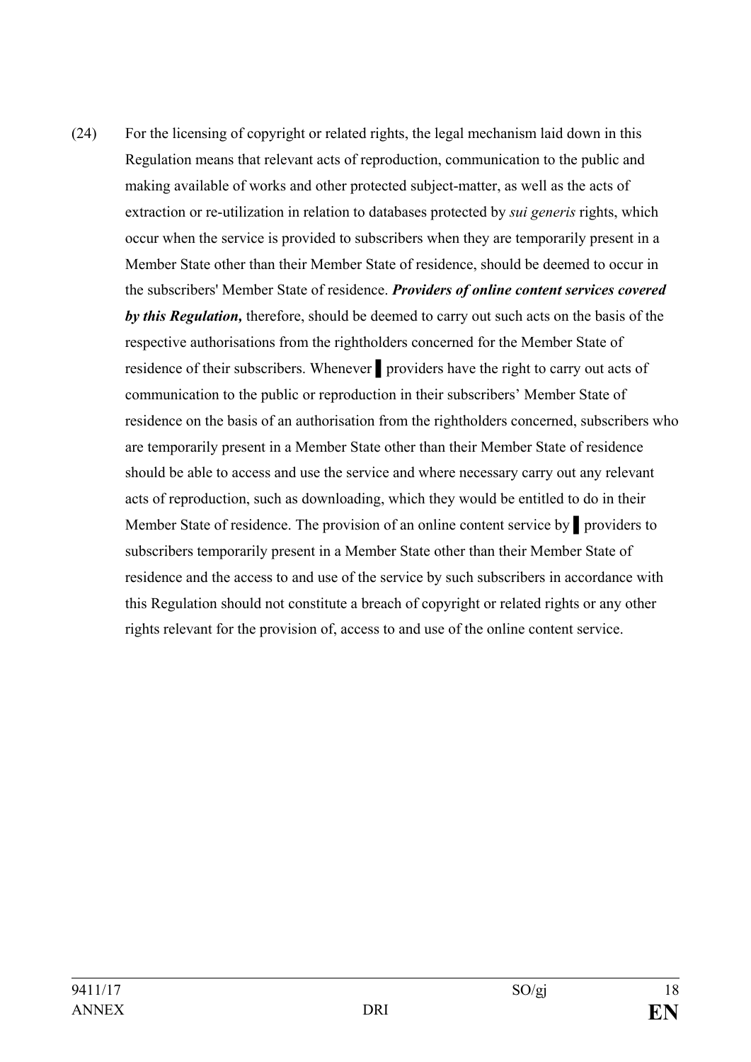(24) For the licensing of copyright or related rights, the legal mechanism laid down in this Regulation means that relevant acts of reproduction, communication to the public and making available of works and other protected subject-matter, as well as the acts of extraction or re-utilization in relation to databases protected by *sui generis* rights, which occur when the service is provided to subscribers when they are temporarily present in a Member State other than their Member State of residence, should be deemed to occur in the subscribers' Member State of residence. ***Providers of online content services covered by this Regulation,*** therefore, should be deemed to carry out such acts on the basis of the respective authorisations from the rightholders concerned for the Member State of residence of their subscribers. Whenever ▌providers have the right to carry out acts of communication to the public or reproduction in their subscribers' Member State of residence on the basis of an authorisation from the rightholders concerned, subscribers who are temporarily present in a Member State other than their Member State of residence should be able to access and use the service and where necessary carry out any relevant acts of reproduction, such as downloading, which they would be entitled to do in their Member State of residence. The provision of an online content service by ▌providers to subscribers temporarily present in a Member State other than their Member State of residence and the access to and use of the service by such subscribers in accordance with this Regulation should not constitute a breach of copyright or related rights or any other rights relevant for the provision of, access to and use of the online content service.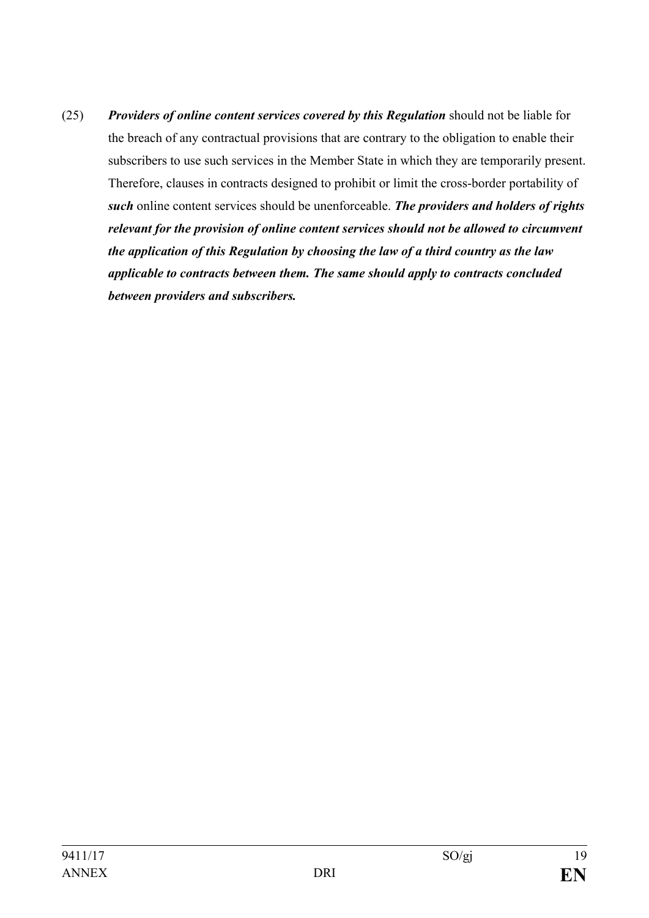(25) ***Providers of online content services covered by this Regulation*** should not be liable for the breach of any contractual provisions that are contrary to the obligation to enable their subscribers to use such services in the Member State in which they are temporarily present. Therefore, clauses in contracts designed to prohibit or limit the cross-border portability of ***such*** online content services should be unenforceable. ***The providers and holders of rights relevant for the provision of online content services should not be allowed to circumvent the application of this Regulation by choosing the law of a third country as the law applicable to contracts between them. The same should apply to contracts concluded between providers and subscribers.***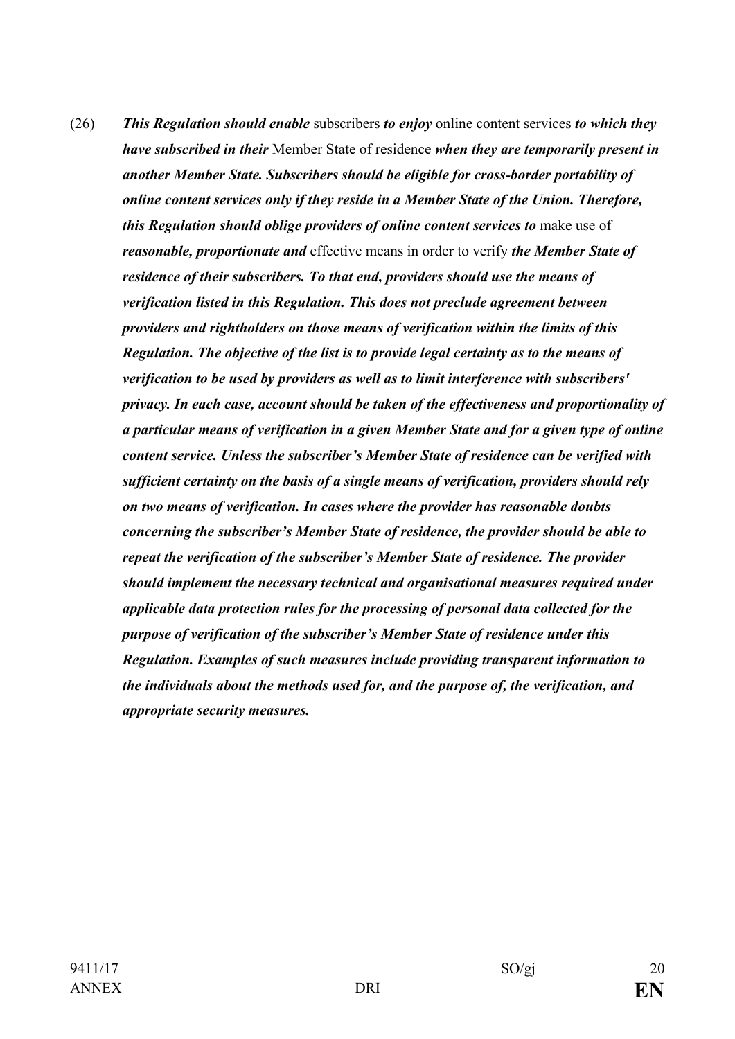(26) ***This Regulation should enable*** subscribers ***to enjoy*** online content services ***to which they have subscribed in their*** Member State of residence ***when they are temporarily present in another Member State. Subscribers should be eligible for cross-border portability of online content services only if they reside in a Member State of the Union. Therefore, this Regulation should oblige providers of online content services to*** make use of ***reasonable, proportionate and*** effective means in order to verify ***the Member State of residence of their subscribers. To that end, providers should use the means of verification listed in this Regulation. This does not preclude agreement between providers and rightholders on those means of verification within the limits of this Regulation. The objective of the list is to provide legal certainty as to the means of verification to be used by providers as well as to limit interference with subscribers' privacy. In each case, account should be taken of the effectiveness and proportionality of a particular means of verification in a given Member State and for a given type of online content service. Unless the subscriber's Member State of residence can be verified with sufficient certainty on the basis of a single means of verification, providers should rely on two means of verification. In cases where the provider has reasonable doubts concerning the subscriber's Member State of residence, the provider should be able to repeat the verification of the subscriber's Member State of residence. The provider should implement the necessary technical and organisational measures required under applicable data protection rules for the processing of personal data collected for the purpose of verification of the subscriber's Member State of residence under this Regulation. Examples of such measures include providing transparent information to the individuals about the methods used for, and the purpose of, the verification, and appropriate security measures.***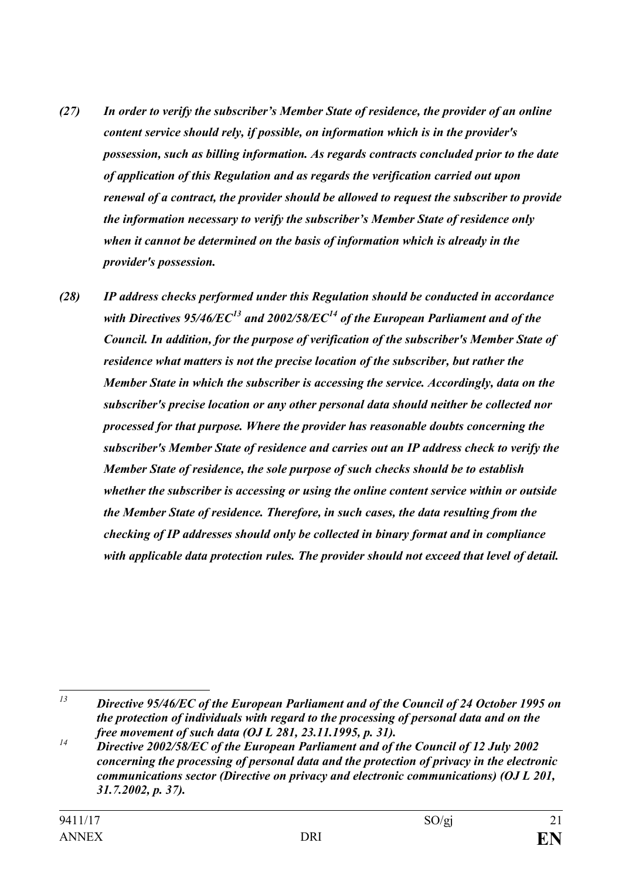*(27) In order to verify the subscriber’s Member State of residence, the provider of an online content service should rely, if possible, on information which is in the provider's possession, such as billing information. As regards contracts concluded prior to the date of application of this Regulation and as regards the verification carried out upon renewal of a contract, the provider should be allowed to request the subscriber to provide the information necessary to verify the subscriber’s Member State of residence only when it cannot be determined on the basis of information which is already in the provider's possession.*

*(28) IP address checks performed under this Regulation should be conducted in accordance with Directives 95/46/EC[13] and 2002/58/EC[14] of the European Parliament and of the Council. In addition, for the purpose of verification of the subscriber's Member State of residence what matters is not the precise location of the subscriber, but rather the Member State in which the subscriber is accessing the service. Accordingly, data on the subscriber's precise location or any other personal data should neither be collected nor processed for that purpose. Where the provider has reasonable doubts concerning the subscriber's Member State of residence and carries out an IP address check to verify the Member State of residence, the sole purpose of such checks should be to establish whether the subscriber is accessing or using the online content service within or outside the Member State of residence. Therefore, in such cases, the data resulting from the checking of IP addresses should only be collected in binary format and in compliance with applicable data protection rules. The provider should not exceed that level of detail.*

---

[13] *Directive 95/46/EC of the European Parliament and of the Council of 24 October 1995 on the protection of individuals with regard to the processing of personal data and on the free movement of such data (OJ L 281, 23.11.1995, p. 31).*

[14] *Directive 2002/58/EC of the European Parliament and of the Council of 12 July 2002 concerning the processing of personal data and the protection of privacy in the electronic communications sector (Directive on privacy and electronic communications) (OJ L 201, 31.7.2002, p. 37).*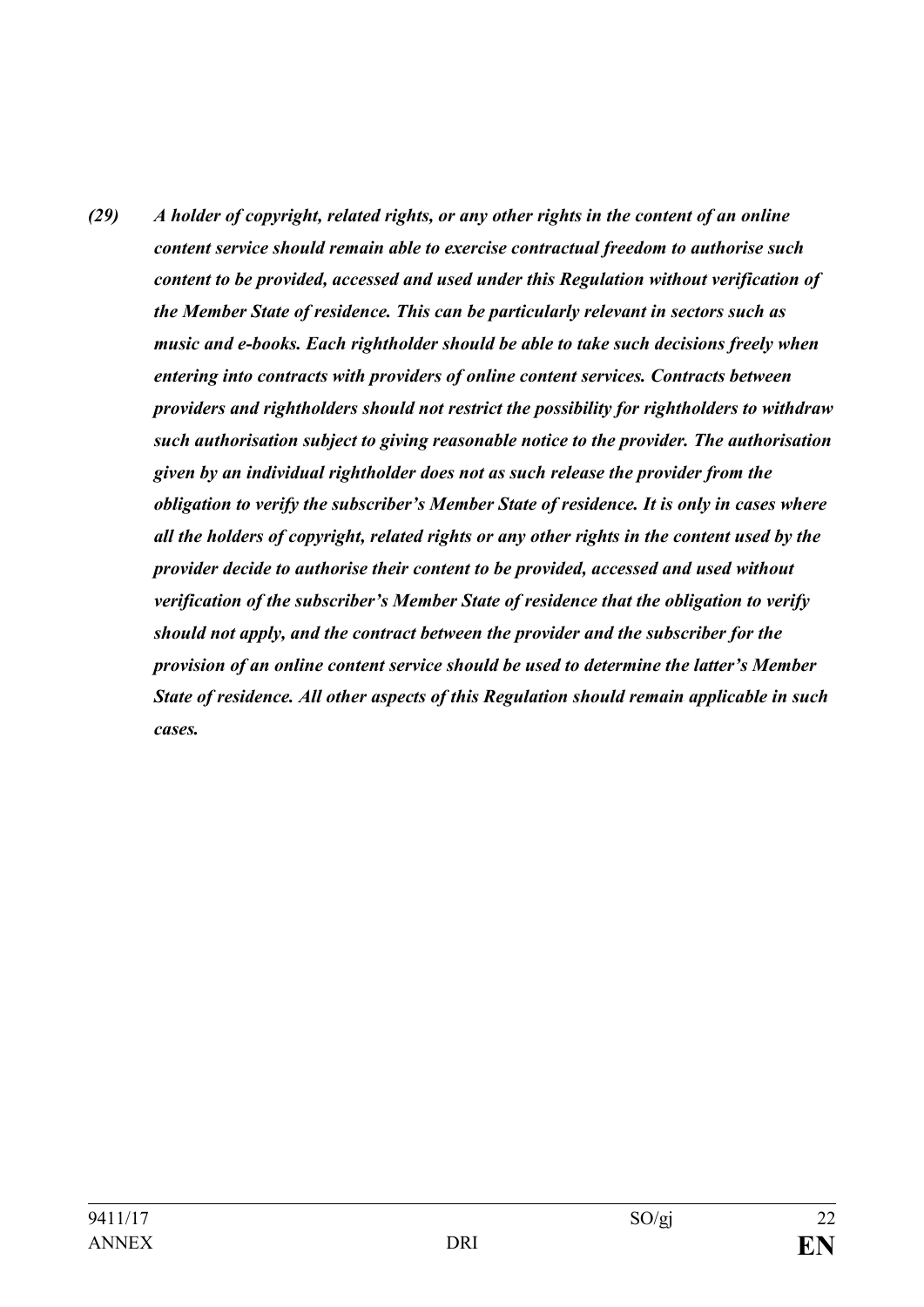***(29) A holder of copyright, related rights, or any other rights in the content of an online content service should remain able to exercise contractual freedom to authorise such content to be provided, accessed and used under this Regulation without verification of the Member State of residence. This can be particularly relevant in sectors such as music and e-books. Each rightholder should be able to take such decisions freely when entering into contracts with providers of online content services. Contracts between providers and rightholders should not restrict the possibility for rightholders to withdraw such authorisation subject to giving reasonable notice to the provider. The authorisation given by an individual rightholder does not as such release the provider from the obligation to verify the subscriber's Member State of residence. It is only in cases where all the holders of copyright, related rights or any other rights in the content used by the provider decide to authorise their content to be provided, accessed and used without verification of the subscriber's Member State of residence that the obligation to verify should not apply, and the contract between the provider and the subscriber for the provision of an online content service should be used to determine the latter's Member State of residence. All other aspects of this Regulation should remain applicable in such cases.***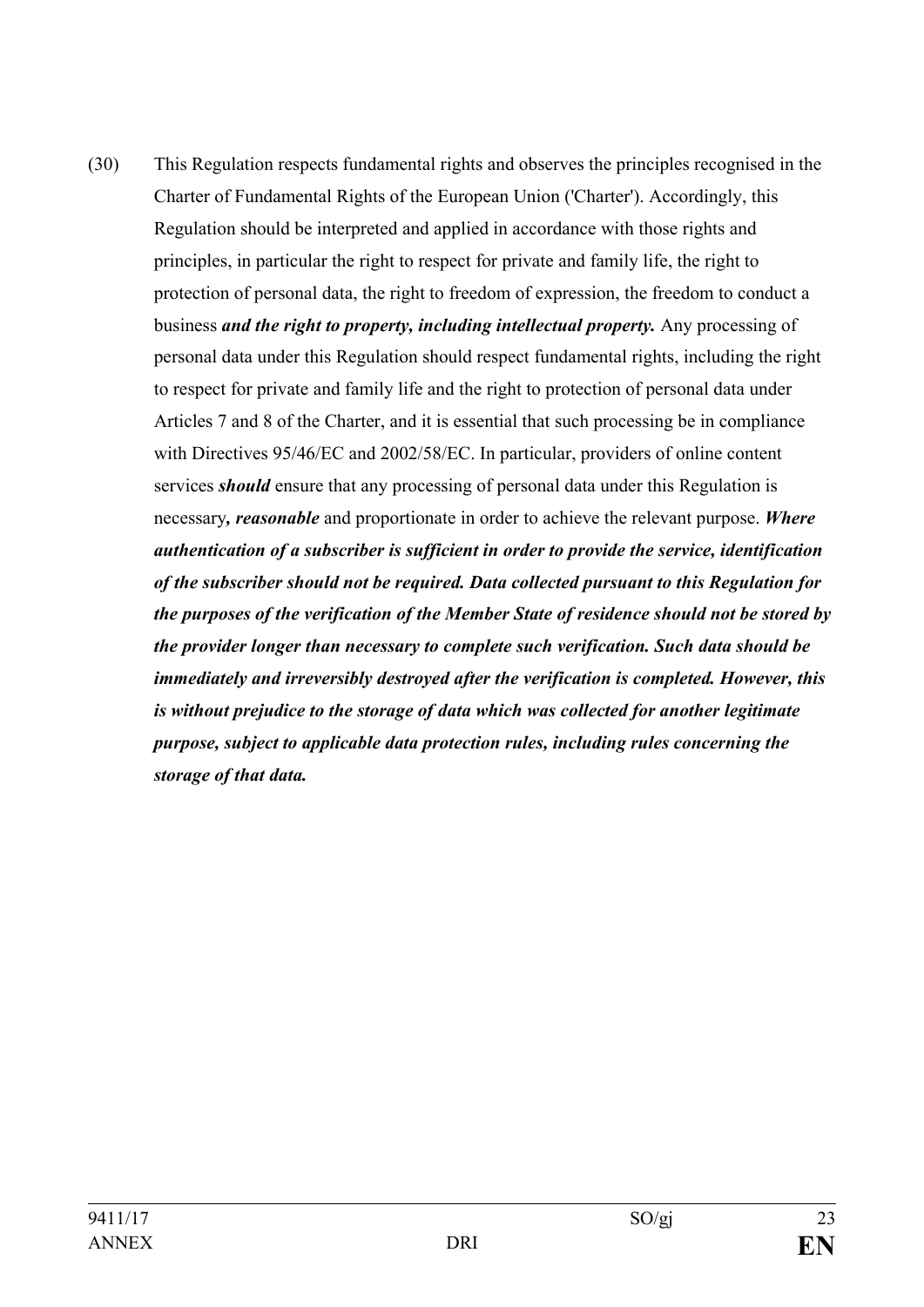(30) This Regulation respects fundamental rights and observes the principles recognised in the Charter of Fundamental Rights of the European Union ('Charter'). Accordingly, this Regulation should be interpreted and applied in accordance with those rights and principles, in particular the right to respect for private and family life, the right to protection of personal data, the right to freedom of expression, the freedom to conduct a business ***and the right to property, including intellectual property.*** Any processing of personal data under this Regulation should respect fundamental rights, including the right to respect for private and family life and the right to protection of personal data under Articles 7 and 8 of the Charter, and it is essential that such processing be in compliance with Directives 95/46/EC and 2002/58/EC. In particular, providers of online content services ***should*** ensure that any processing of personal data under this Regulation is necessary***, reasonable*** and proportionate in order to achieve the relevant purpose. ***Where authentication of a subscriber is sufficient in order to provide the service, identification of the subscriber should not be required. Data collected pursuant to this Regulation for the purposes of the verification of the Member State of residence should not be stored by the provider longer than necessary to complete such verification. Such data should be immediately and irreversibly destroyed after the verification is completed. However, this is without prejudice to the storage of data which was collected for another legitimate purpose, subject to applicable data protection rules, including rules concerning the storage of that data.***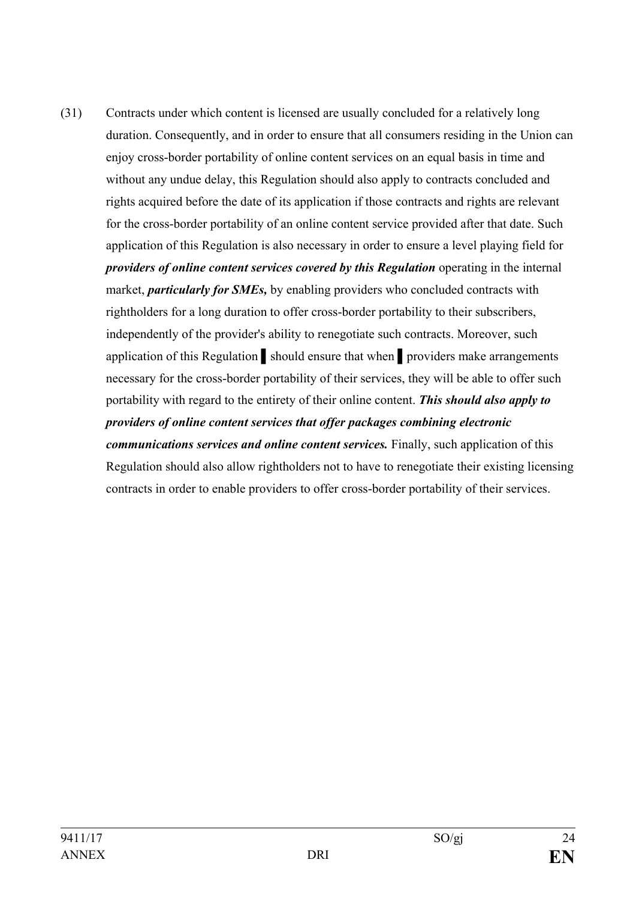(31) Contracts under which content is licensed are usually concluded for a relatively long duration. Consequently, and in order to ensure that all consumers residing in the Union can enjoy cross-border portability of online content services on an equal basis in time and without any undue delay, this Regulation should also apply to contracts concluded and rights acquired before the date of its application if those contracts and rights are relevant for the cross-border portability of an online content service provided after that date. Such application of this Regulation is also necessary in order to ensure a level playing field for ***providers of online content services covered by this Regulation*** operating in the internal market, ***particularly for SMEs,*** by enabling providers who concluded contracts with rightholders for a long duration to offer cross-border portability to their subscribers, independently of the provider's ability to renegotiate such contracts. Moreover, such application of this Regulation ▌ should ensure that when ▌ providers make arrangements necessary for the cross-border portability of their services, they will be able to offer such portability with regard to the entirety of their online content. ***This should also apply to providers of online content services that offer packages combining electronic communications services and online content services.*** Finally, such application of this Regulation should also allow rightholders not to have to renegotiate their existing licensing contracts in order to enable providers to offer cross-border portability of their services.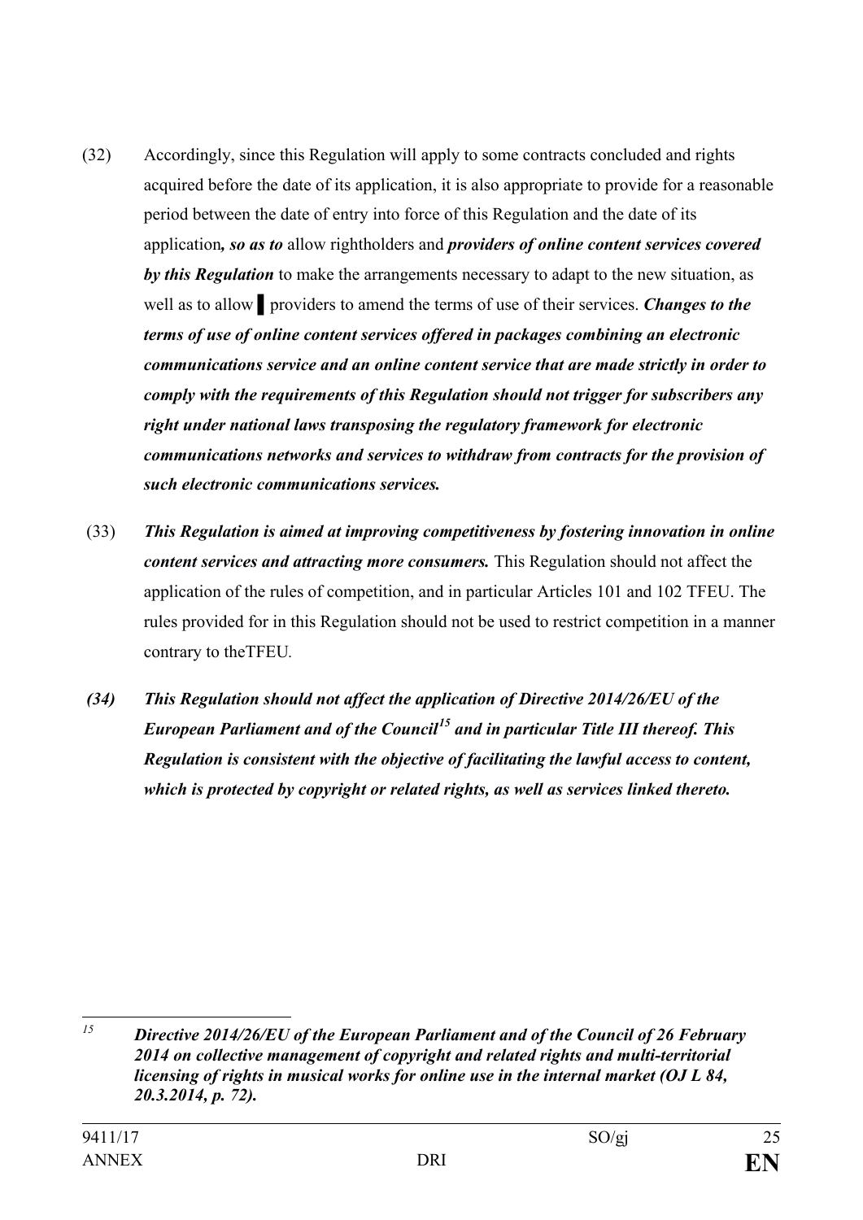(32) Accordingly, since this Regulation will apply to some contracts concluded and rights acquired before the date of its application, it is also appropriate to provide for a reasonable period between the date of entry into force of this Regulation and the date of its application***, so as to*** allow rightholders and ***providers of online content services covered by this Regulation*** to make the arrangements necessary to adapt to the new situation, as well as to allow ▌ providers to amend the terms of use of their services. ***Changes to the terms of use of online content services offered in packages combining an electronic communications service and an online content service that are made strictly in order to comply with the requirements of this Regulation should not trigger for subscribers any right under national laws transposing the regulatory framework for electronic communications networks and services to withdraw from contracts for the provision of such electronic communications services.***

(33) ***This Regulation is aimed at improving competitiveness by fostering innovation in online content services and attracting more consumers.*** This Regulation should not affect the application of the rules of competition, and in particular Articles 101 and 102 TFEU. The rules provided for in this Regulation should not be used to restrict competition in a manner contrary to theTFEU.

***(34) This Regulation should not affect the application of Directive 2014/26/EU of the European Parliament and of the Council[15] and in particular Title III thereof. This Regulation is consistent with the objective of facilitating the lawful access to content, which is protected by copyright or related rights, as well as services linked thereto.***

---

[15] ***Directive 2014/26/EU of the European Parliament and of the Council of 26 February 2014 on collective management of copyright and related rights and multi-territorial licensing of rights in musical works for online use in the internal market (OJ L 84, 20.3.2014, p. 72).***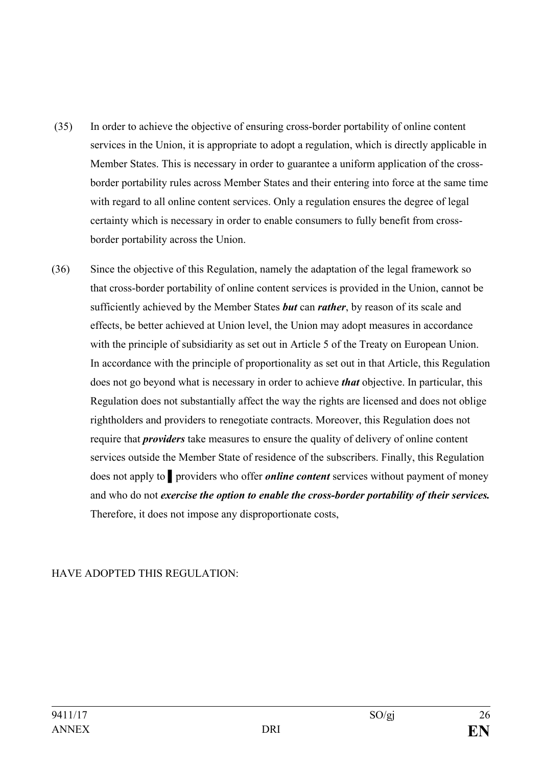(35) In order to achieve the objective of ensuring cross-border portability of online content services in the Union, it is appropriate to adopt a regulation, which is directly applicable in Member States. This is necessary in order to guarantee a uniform application of the cross-border portability rules across Member States and their entering into force at the same time with regard to all online content services. Only a regulation ensures the degree of legal certainty which is necessary in order to enable consumers to fully benefit from cross-border portability across the Union.

(36) Since the objective of this Regulation, namely the adaptation of the legal framework so that cross-border portability of online content services is provided in the Union, cannot be sufficiently achieved by the Member States ***but*** can ***rather***, by reason of its scale and effects, be better achieved at Union level, the Union may adopt measures in accordance with the principle of subsidiarity as set out in Article 5 of the Treaty on European Union. In accordance with the principle of proportionality as set out in that Article, this Regulation does not go beyond what is necessary in order to achieve ***that*** objective. In particular, this Regulation does not substantially affect the way the rights are licensed and does not oblige rightholders and providers to renegotiate contracts. Moreover, this Regulation does not require that ***providers*** take measures to ensure the quality of delivery of online content services outside the Member State of residence of the subscribers. Finally, this Regulation does not apply to ▌providers who offer ***online content*** services without payment of money and who do not ***exercise the option to enable the cross-border portability of their services.*** Therefore, it does not impose any disproportionate costs,

HAVE ADOPTED THIS REGULATION: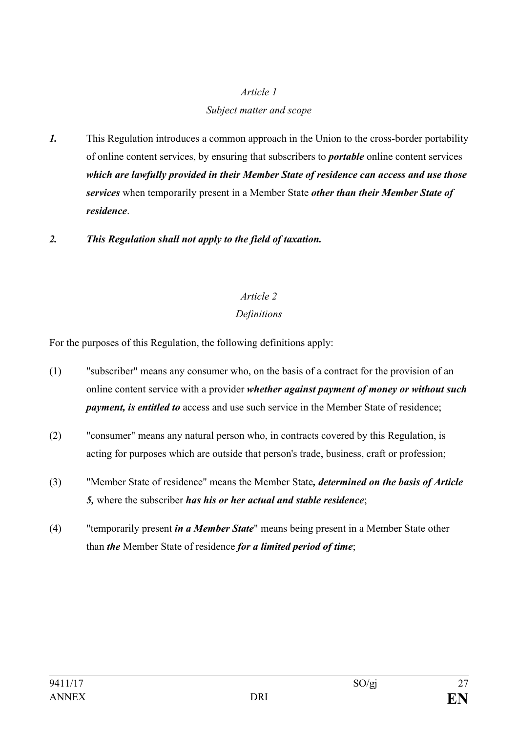*Article 1*

*Subject matter and scope*

***1.*** This Regulation introduces a common approach in the Union to the cross-border portability of online content services, by ensuring that subscribers to ***portable*** online content services ***which are lawfully provided in their Member State of residence can access and use those services*** when temporarily present in a Member State ***other than their Member State of residence***.

***2. This Regulation shall not apply to the field of taxation.***

*Article 2*

*Definitions*

For the purposes of this Regulation, the following definitions apply:

(1) "subscriber" means any consumer who, on the basis of a contract for the provision of an online content service with a provider ***whether against payment of money or without such payment, is entitled to*** access and use such service in the Member State of residence;

(2) "consumer" means any natural person who, in contracts covered by this Regulation, is acting for purposes which are outside that person's trade, business, craft or profession;

(3) "Member State of residence" means the Member State***, determined on the basis of Article 5,*** where the subscriber ***has his or her actual and stable residence***;

(4) "temporarily present ***in a Member State***" means being present in a Member State other than ***the*** Member State of residence ***for a limited period of time***;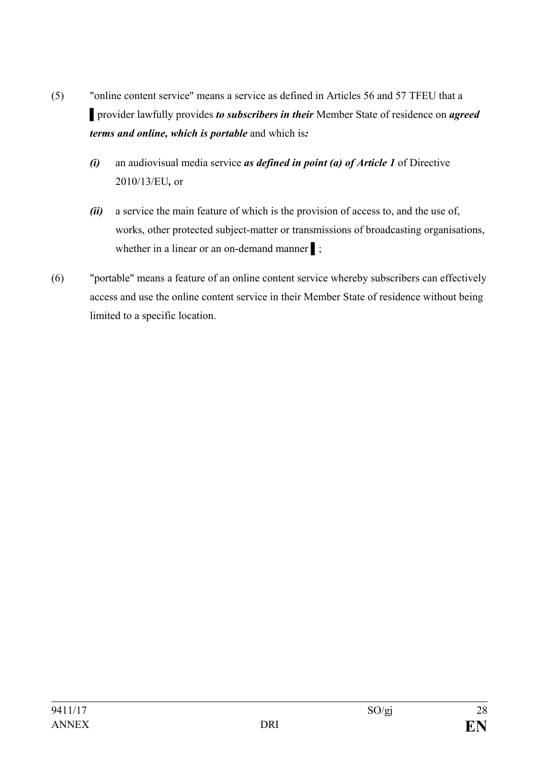(5) "online content service" means a service as defined in Articles 56 and 57 TFEU that a ▌provider lawfully provides ***to subscribers in their*** Member State of residence on ***agreed terms and online, which is portable*** and which is***:***

*(i)* an audiovisual media service ***as defined in point (a) of Article 1*** of Directive 2010/13/EU***,*** or

*(ii)* a service the main feature of which is the provision of access to, and the use of, works, other protected subject-matter or transmissions of broadcasting organisations, whether in a linear or an on-demand manner ▌;

(6) "portable" means a feature of an online content service whereby subscribers can effectively access and use the online content service in their Member State of residence without being limited to a specific location.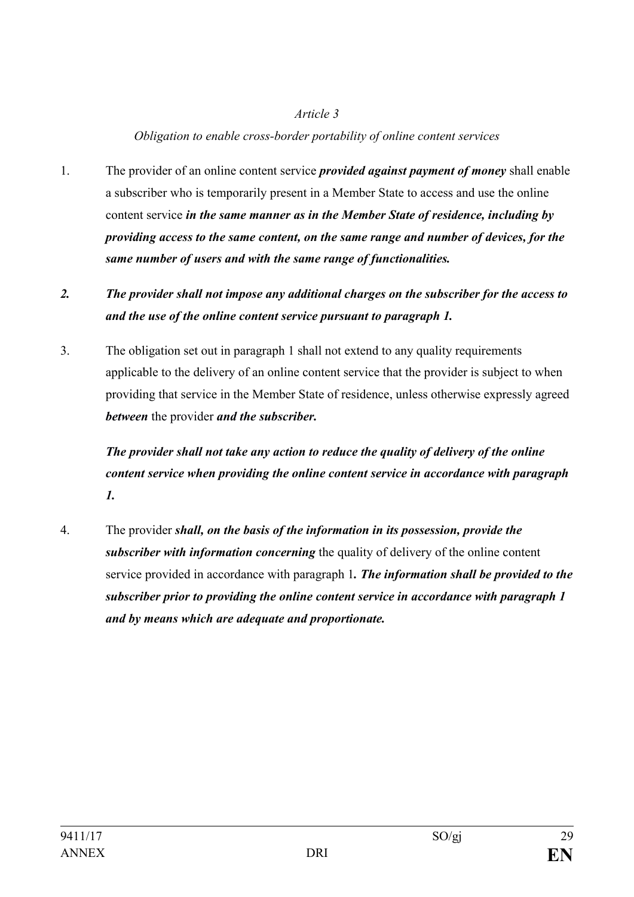*Article 3*

*Obligation to enable cross-border portability of online content services*

1. The provider of an online content service ***provided against payment of money*** shall enable a subscriber who is temporarily present in a Member State to access and use the online content service ***in the same manner as in the Member State of residence, including by providing access to the same content, on the same range and number of devices, for the same number of users and with the same range of functionalities.***

***2. The provider shall not impose any additional charges on the subscriber for the access to and the use of the online content service pursuant to paragraph 1.***

3. The obligation set out in paragraph 1 shall not extend to any quality requirements applicable to the delivery of an online content service that the provider is subject to when providing that service in the Member State of residence, unless otherwise expressly agreed ***between*** the provider ***and the subscriber.***

   ***The provider shall not take any action to reduce the quality of delivery of the online content service when providing the online content service in accordance with paragraph 1.***

4. The provider ***shall, on the basis of the information in its possession, provide the subscriber with information concerning*** the quality of delivery of the online content service provided in accordance with paragraph 1***. The information shall be provided to the subscriber prior to providing the online content service in accordance with paragraph 1 and by means which are adequate and proportionate.***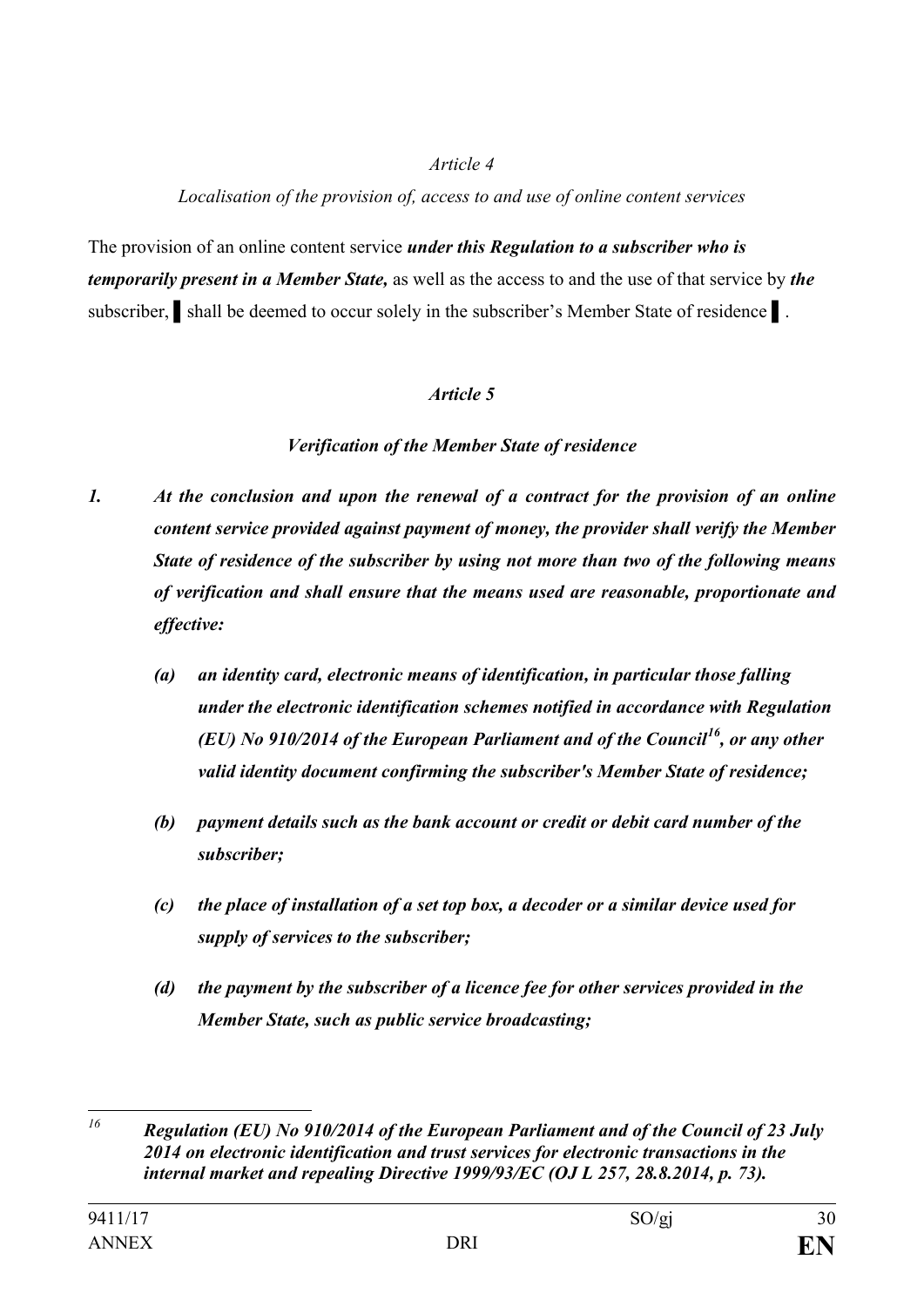*Article 4*

*Localisation of the provision of, access to and use of online content services*

The provision of an online content service ***under this Regulation to a subscriber who is temporarily present in a Member State,*** as well as the access to and the use of that service by ***the*** subscriber, ▌shall be deemed to occur solely in the subscriber's Member State of residence ▌.

***Article 5***

***Verification of the Member State of residence***

***1. At the conclusion and upon the renewal of a contract for the provision of an online content service provided against payment of money, the provider shall verify the Member State of residence of the subscriber by using not more than two of the following means of verification and shall ensure that the means used are reasonable, proportionate and effective:***

***(a) an identity card, electronic means of identification, in particular those falling under the electronic identification schemes notified in accordance with Regulation (EU) No 910/2014 of the European Parliament and of the Council[16], or any other valid identity document confirming the subscriber's Member State of residence;***

***(b) payment details such as the bank account or credit or debit card number of the subscriber;***

***(c) the place of installation of a set top box, a decoder or a similar device used for supply of services to the subscriber;***

***(d) the payment by the subscriber of a licence fee for other services provided in the Member State, such as public service broadcasting;***

---

[16] ***Regulation (EU) No 910/2014 of the European Parliament and of the Council of 23 July 2014 on electronic identification and trust services for electronic transactions in the internal market and repealing Directive 1999/93/EC (OJ L 257, 28.8.2014, p. 73).***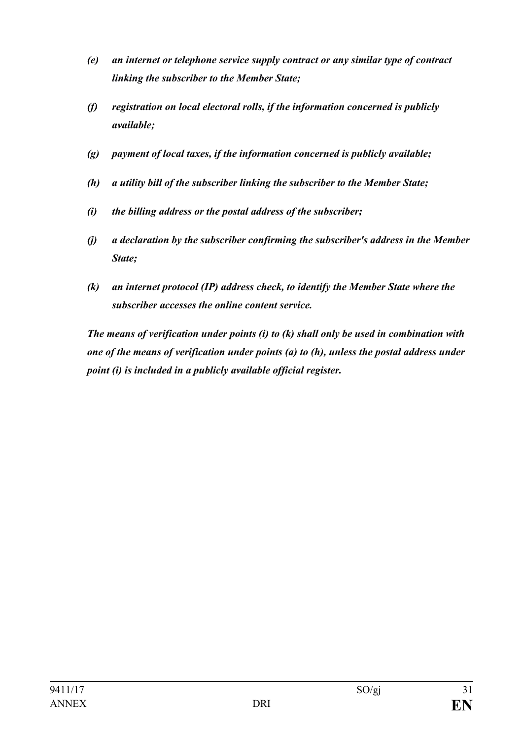- *(e)* ***an internet or telephone service supply contract or any similar type of contract linking the subscriber to the Member State;***

- *(f)* ***registration on local electoral rolls, if the information concerned is publicly available;***

- *(g)* ***payment of local taxes, if the information concerned is publicly available;***

- *(h)* ***a utility bill of the subscriber linking the subscriber to the Member State;***

- *(i)* ***the billing address or the postal address of the subscriber;***

- *(j)* ***a declaration by the subscriber confirming the subscriber's address in the Member State;***

- *(k)* ***an internet protocol (IP) address check, to identify the Member State where the subscriber accesses the online content service.***

***The means of verification under points (i) to (k) shall only be used in combination with one of the means of verification under points (a) to (h), unless the postal address under point (i) is included in a publicly available official register.***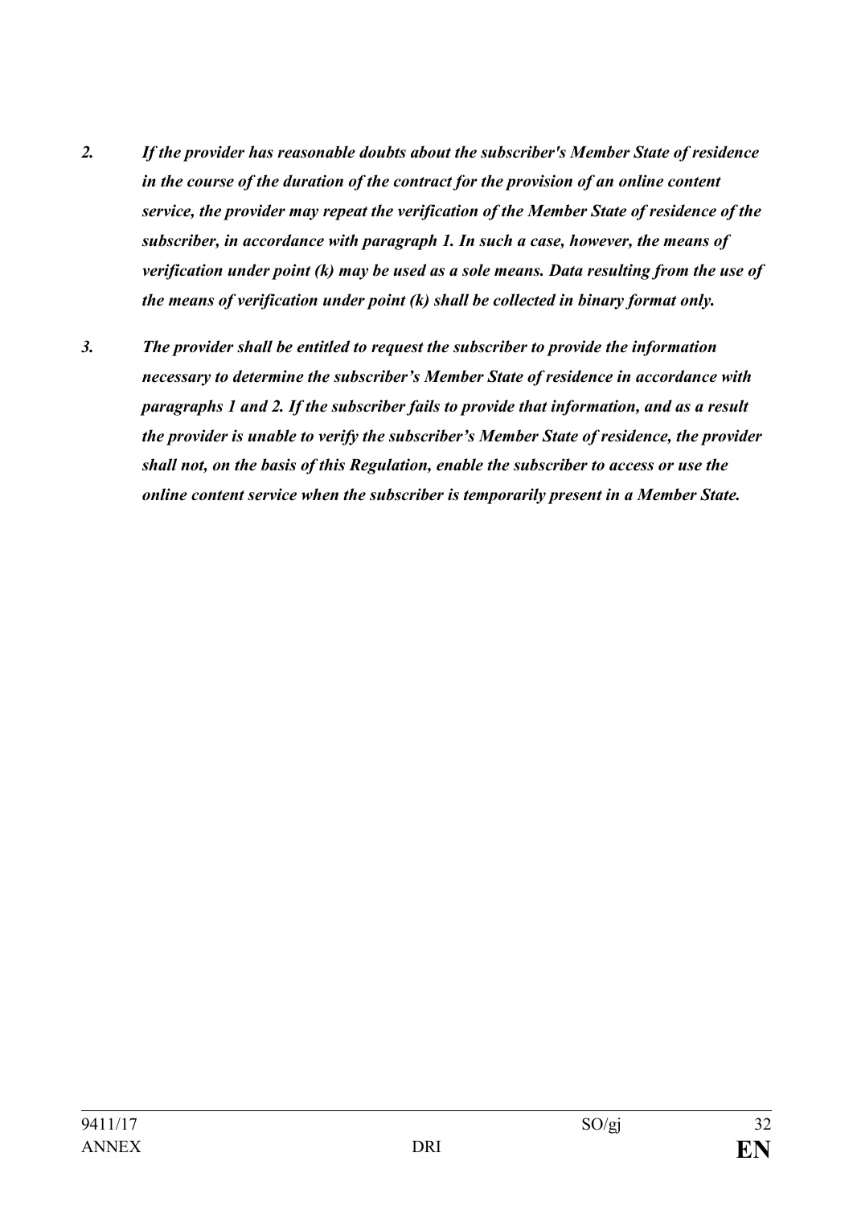*2. If the provider has reasonable doubts about the subscriber's Member State of residence in the course of the duration of the contract for the provision of an online content service, the provider may repeat the verification of the Member State of residence of the subscriber, in accordance with paragraph 1. In such a case, however, the means of verification under point (k) may be used as a sole means. Data resulting from the use of the means of verification under point (k) shall be collected in binary format only.*

*3. The provider shall be entitled to request the subscriber to provide the information necessary to determine the subscriber's Member State of residence in accordance with paragraphs 1 and 2. If the subscriber fails to provide that information, and as a result the provider is unable to verify the subscriber's Member State of residence, the provider shall not, on the basis of this Regulation, enable the subscriber to access or use the online content service when the subscriber is temporarily present in a Member State.*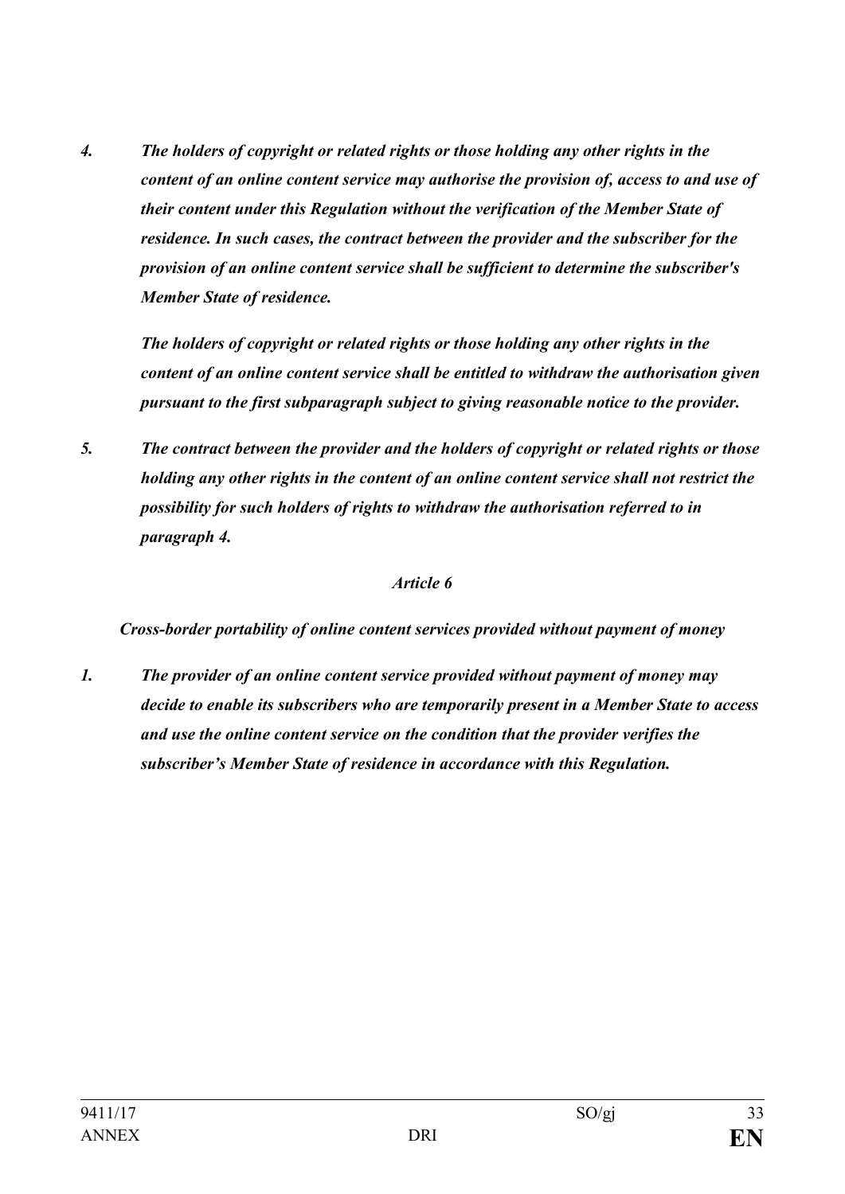*4. The holders of copyright or related rights or those holding any other rights in the content of an online content service may authorise the provision of, access to and use of their content under this Regulation without the verification of the Member State of residence. In such cases, the contract between the provider and the subscriber for the provision of an online content service shall be sufficient to determine the subscriber's Member State of residence.*

*The holders of copyright or related rights or those holding any other rights in the content of an online content service shall be entitled to withdraw the authorisation given pursuant to the first subparagraph subject to giving reasonable notice to the provider.*

*5. The contract between the provider and the holders of copyright or related rights or those holding any other rights in the content of an online content service shall not restrict the possibility for such holders of rights to withdraw the authorisation referred to in paragraph 4.*

*Article 6*

*Cross-border portability of online content services provided without payment of money*

*1. The provider of an online content service provided without payment of money may decide to enable its subscribers who are temporarily present in a Member State to access and use the online content service on the condition that the provider verifies the subscriber's Member State of residence in accordance with this Regulation.*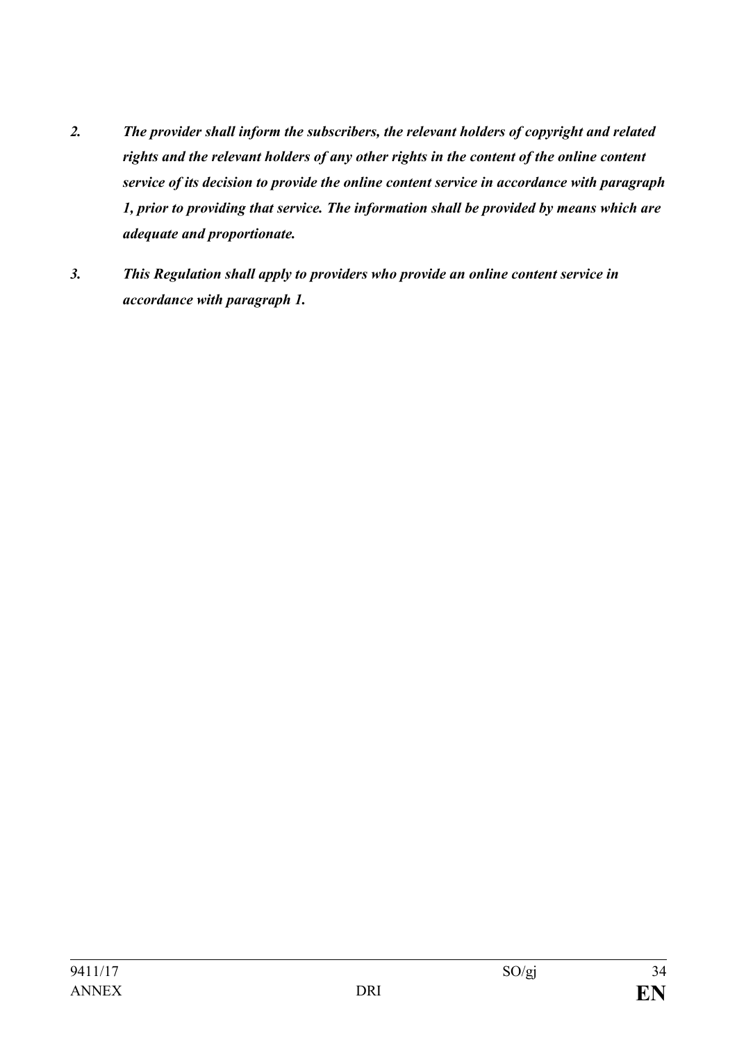***2. The provider shall inform the subscribers, the relevant holders of copyright and related rights and the relevant holders of any other rights in the content of the online content service of its decision to provide the online content service in accordance with paragraph 1, prior to providing that service. The information shall be provided by means which are adequate and proportionate.***

***3. This Regulation shall apply to providers who provide an online content service in accordance with paragraph 1.***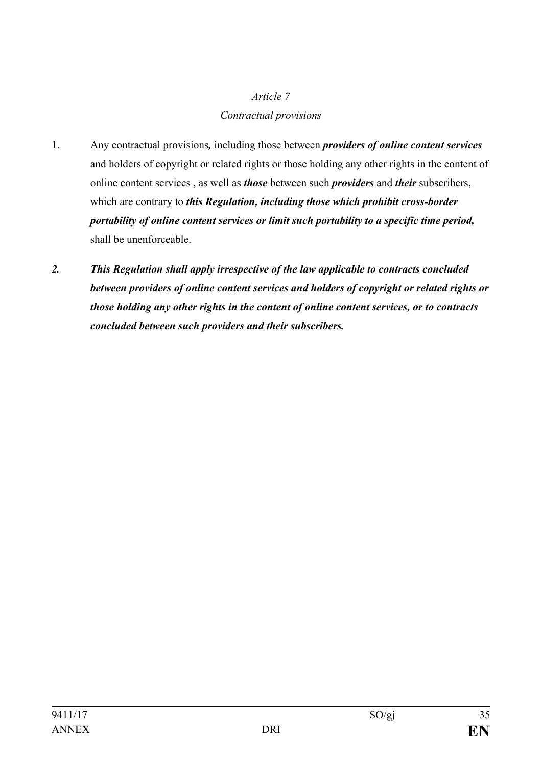*Article 7*

*Contractual provisions*

1. Any contractual provisions*,* including those between ***providers of online content services*** and holders of copyright or related rights or those holding any other rights in the content of online content services , as well as ***those*** between such ***providers*** and ***their*** subscribers, which are contrary to ***this Regulation, including those which prohibit cross-border portability of online content services or limit such portability to a specific time period,*** shall be unenforceable.

***2. This Regulation shall apply irrespective of the law applicable to contracts concluded between providers of online content services and holders of copyright or related rights or those holding any other rights in the content of online content services, or to contracts concluded between such providers and their subscribers.***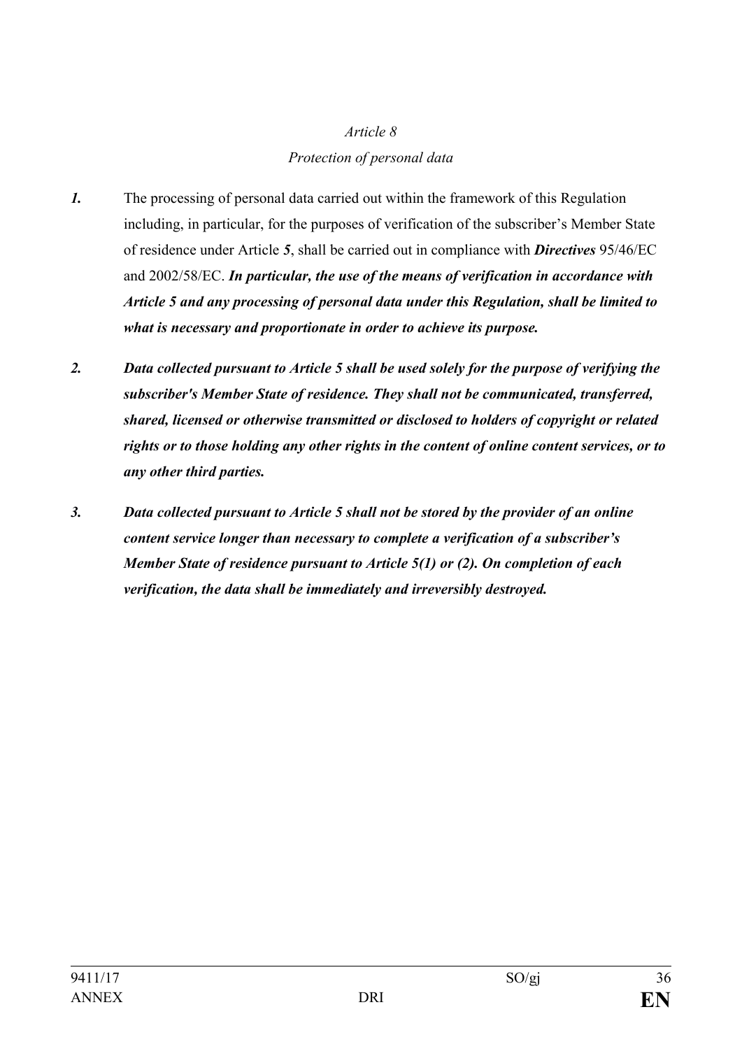*Article 8*

*Protection of personal data*

***1.*** The processing of personal data carried out within the framework of this Regulation including, in particular, for the purposes of verification of the subscriber's Member State of residence under Article ***5***, shall be carried out in compliance with ***Directives*** 95/46/EC and 2002/58/EC. ***In particular, the use of the means of verification in accordance with Article 5 and any processing of personal data under this Regulation, shall be limited to what is necessary and proportionate in order to achieve its purpose.***

***2. Data collected pursuant to Article 5 shall be used solely for the purpose of verifying the subscriber's Member State of residence. They shall not be communicated, transferred, shared, licensed or otherwise transmitted or disclosed to holders of copyright or related rights or to those holding any other rights in the content of online content services, or to any other third parties.***

***3. Data collected pursuant to Article 5 shall not be stored by the provider of an online content service longer than necessary to complete a verification of a subscriber's Member State of residence pursuant to Article 5(1) or (2). On completion of each verification, the data shall be immediately and irreversibly destroyed.***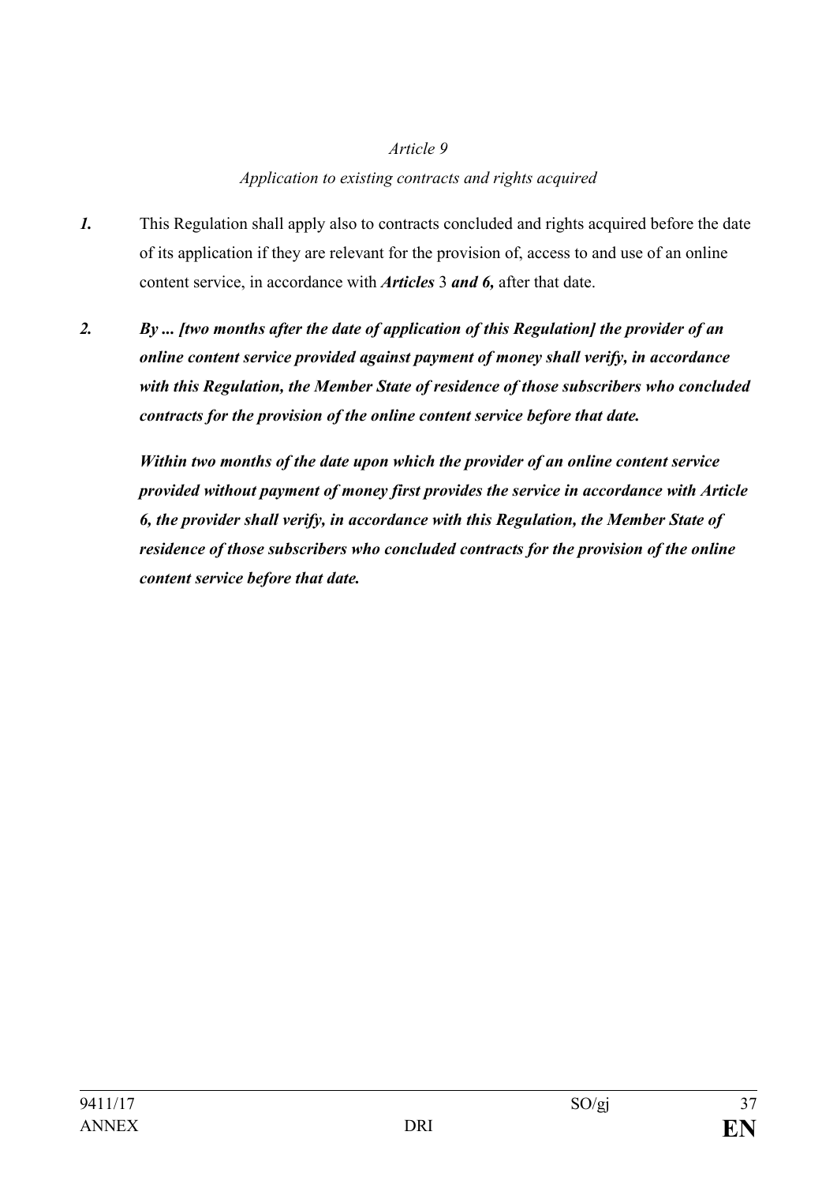*Article 9*

*Application to existing contracts and rights acquired*

***1.*** This Regulation shall apply also to contracts concluded and rights acquired before the date of its application if they are relevant for the provision of, access to and use of an online content service, in accordance with ***Articles*** 3 ***and 6,*** after that date.

***2.*** ***By ... [two months after the date of application of this Regulation] the provider of an online content service provided against payment of money shall verify, in accordance with this Regulation, the Member State of residence of those subscribers who concluded contracts for the provision of the online content service before that date.***

***Within two months of the date upon which the provider of an online content service provided without payment of money first provides the service in accordance with Article 6, the provider shall verify, in accordance with this Regulation, the Member State of residence of those subscribers who concluded contracts for the provision of the online content service before that date.***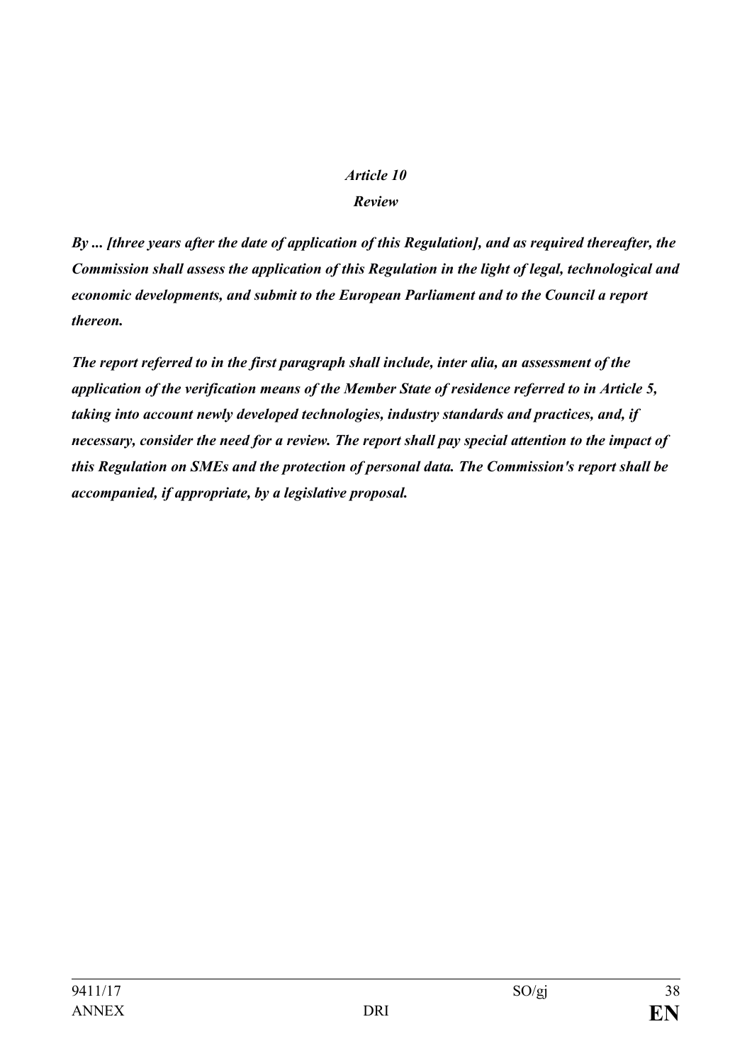*Article 10*

***Review***

***By ... [three years after the date of application of this Regulation], and as required thereafter, the Commission shall assess the application of this Regulation in the light of legal, technological and economic developments, and submit to the European Parliament and to the Council a report thereon.***

***The report referred to in the first paragraph shall include, inter alia, an assessment of the application of the verification means of the Member State of residence referred to in Article 5, taking into account newly developed technologies, industry standards and practices, and, if necessary, consider the need for a review. The report shall pay special attention to the impact of this Regulation on SMEs and the protection of personal data. The Commission's report shall be accompanied, if appropriate, by a legislative proposal.***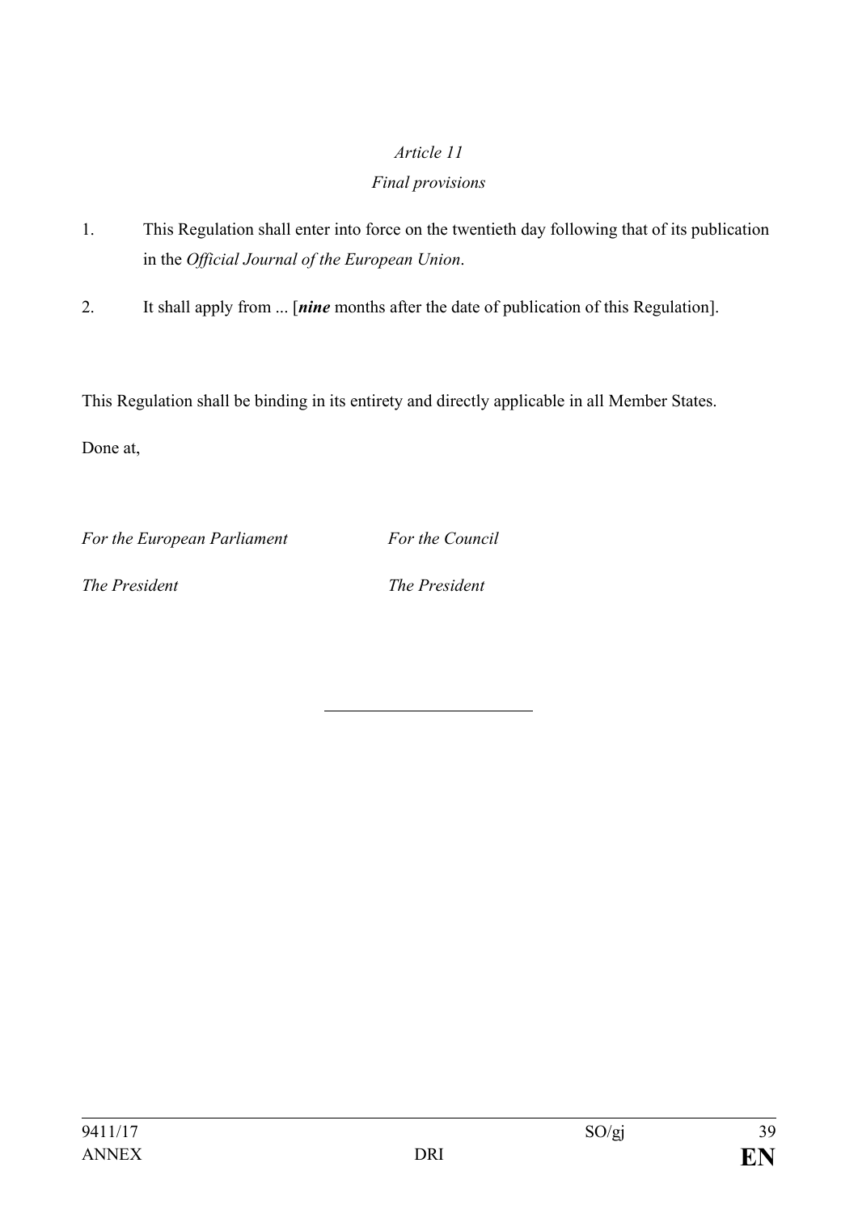*Article 11*

*Final provisions*

1. This Regulation shall enter into force on the twentieth day following that of its publication in the *Official Journal of the European Union*.

2. It shall apply from ... [***nine*** months after the date of publication of this Regulation].

This Regulation shall be binding in its entirety and directly applicable in all Member States.

Done at,

*For the European Parliament* *For the Council*

*The President* *The President*

---